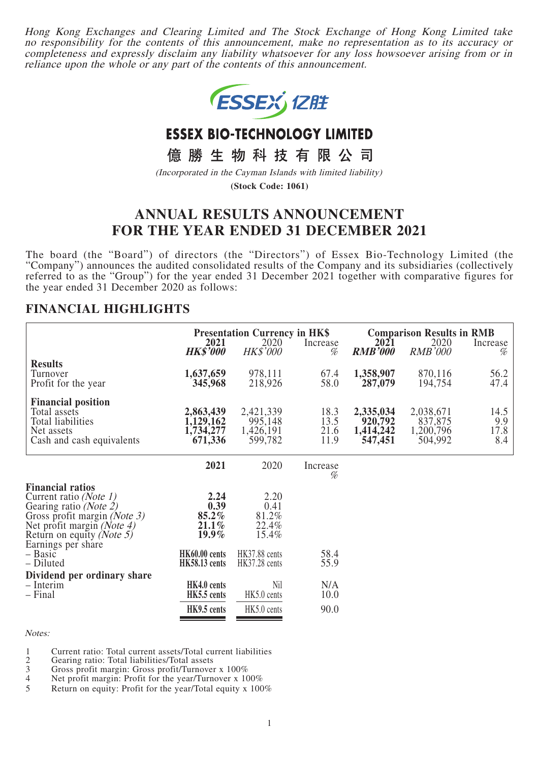*Hong Kong Exchanges and Clearing Limited and The Stock Exchange of Hong Kong Limited take no responsibility for the contents of this announcement, make no representation as to its accuracy or completeness and expressly disclaim any liability whatsoever for any loss howsoever arising from or in reliance upon the whole or any part of the contents of this announcement.*

# ESSEX BIO-TECHNOLOGY LIMITED

# 億勝生物科技有限公司

*(Incorporated in the Cayman Islands with limited liability)*

**(Stock Code: 1061)**

# ANNUAL RESULTS ANNOUNCEMENT FOR THE YEAR ENDED 31 DECEMBER 2021

The board (the "Board") of directors (the "Directors") of Essex Bio-Technology Limited (the "Company") announces the audited consolidated results of the Company and its subsidiaries (collectively referred to as the "Group") for the year ended 31 December 2021 together with comparative figures for the year ended 31 December 2020 as follows:

## FINANCIAL HIGHLIGHTS

| | Presentation Currency in HK$ | | | Comparison Results in RMB | | |
|---|---|---|---|---|---|---|
| | **2021** *HK$'000* | 2020 *HK$'000* | Increase *%* | **2021** *RMB'000* | 2020 *RMB'000* | Increase *%* |
| **Results** | | | | | | |
| Turnover | **1,637,659** | 978,111 | 67.4 | **1,358,907** | 870,116 | 56.2 |
| Profit for the year | **345,968** | 218,926 | 58.0 | **287,079** | 194,754 | 47.4 |
| **Financial position** | | | | | | |
| Total assets | **2,863,439** | 2,421,339 | 18.3 | **2,335,034** | 2,038,671 | 14.5 |
| Total liabilities | **1,129,162** | 995,148 | 13.5 | **920,792** | 837,875 | 9.9 |
| Net assets | **1,734,277** | 1,426,191 | 21.6 | **1,414,242** | 1,200,796 | 17.8 |
| Cash and cash equivalents | **671,336** | 599,782 | 11.9 | **547,451** | 504,992 | 8.4 |

| | **2021** | 2020 | Increase *%* |
|---|---|---|---|
| **Financial ratios** | | | |
| Current ratio *(Note 1)* | **2.24** | 2.20 | |
| Gearing ratio *(Note 2)* | **0.39** | 0.41 | |
| Gross profit margin *(Note 3)* | **85.2%** | 81.2% | |
| Net profit margin *(Note 4)* | **21.1%** | 22.4% | |
| Return on equity *(Note 5)* | **19.9%** | 15.4% | |
| Earnings per share | | | |
| – Basic | **HK60.00 cents** | HK37.88 cents | 58.4 |
| – Diluted | **HK58.13 cents** | HK37.28 cents | 55.9 |
| **Dividend per ordinary share** | | | |
| – Interim | **HK4.0 cents** | Nil | N/A |
| – Final | **HK5.5 cents** | HK5.0 cents | 10.0 |
| | **HK9.5 cents** | HK5.0 cents | 90.0 |

*Notes:*

1. Current ratio: Total current assets/Total current liabilities
2. Gearing ratio: Total liabilities/Total assets
3. Gross profit margin: Gross profit/Turnover x 100%
4. Net profit margin: Profit for the year/Turnover x 100%
5. Return on equity: Profit for the year/Total equity x 100%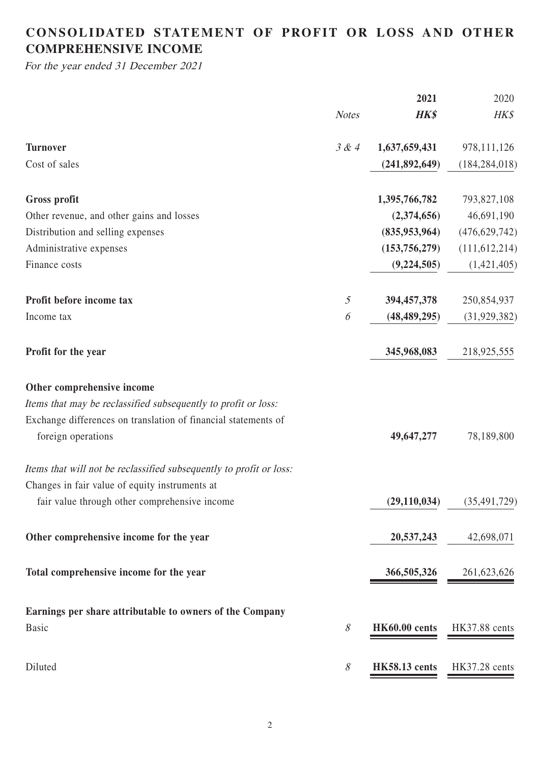# CONSOLIDATED STATEMENT OF PROFIT OR LOSS AND OTHER COMPREHENSIVE INCOME

*For the year ended 31 December 2021*

| | *Notes* | **2021** | 2020 |
|---|---|---|---|
| | | ***HK$*** | *HK$* |
| **Turnover** | *3 & 4* | **1,637,659,431** | 978,111,126 |
| Cost of sales | | **(241,892,649)** | (184,284,018) |
| **Gross profit** | | **1,395,766,782** | 793,827,108 |
| Other revenue, and other gains and losses | | **(2,374,656)** | 46,691,190 |
| Distribution and selling expenses | | **(835,953,964)** | (476,629,742) |
| Administrative expenses | | **(153,756,279)** | (111,612,214) |
| Finance costs | | **(9,224,505)** | (1,421,405) |
| **Profit before income tax** | *5* | **394,457,378** | 250,854,937 |
| Income tax | *6* | **(48,489,295)** | (31,929,382) |
| **Profit for the year** | | **345,968,083** | 218,925,555 |
| **Other comprehensive income** | | | |
| *Items that may be reclassified subsequently to profit or loss:* | | | |
| Exchange differences on translation of financial statements of foreign operations | | **49,647,277** | 78,189,800 |
| *Items that will not be reclassified subsequently to profit or loss:* | | | |
| Changes in fair value of equity instruments at fair value through other comprehensive income | | **(29,110,034)** | (35,491,729) |
| **Other comprehensive income for the year** | | **20,537,243** | 42,698,071 |
| **Total comprehensive income for the year** | | **366,505,326** | 261,623,626 |
| **Earnings per share attributable to owners of the Company** | | | |
| Basic | *8* | **HK60.00 cents** | HK37.88 cents |
| Diluted | *8* | **HK58.13 cents** | HK37.28 cents |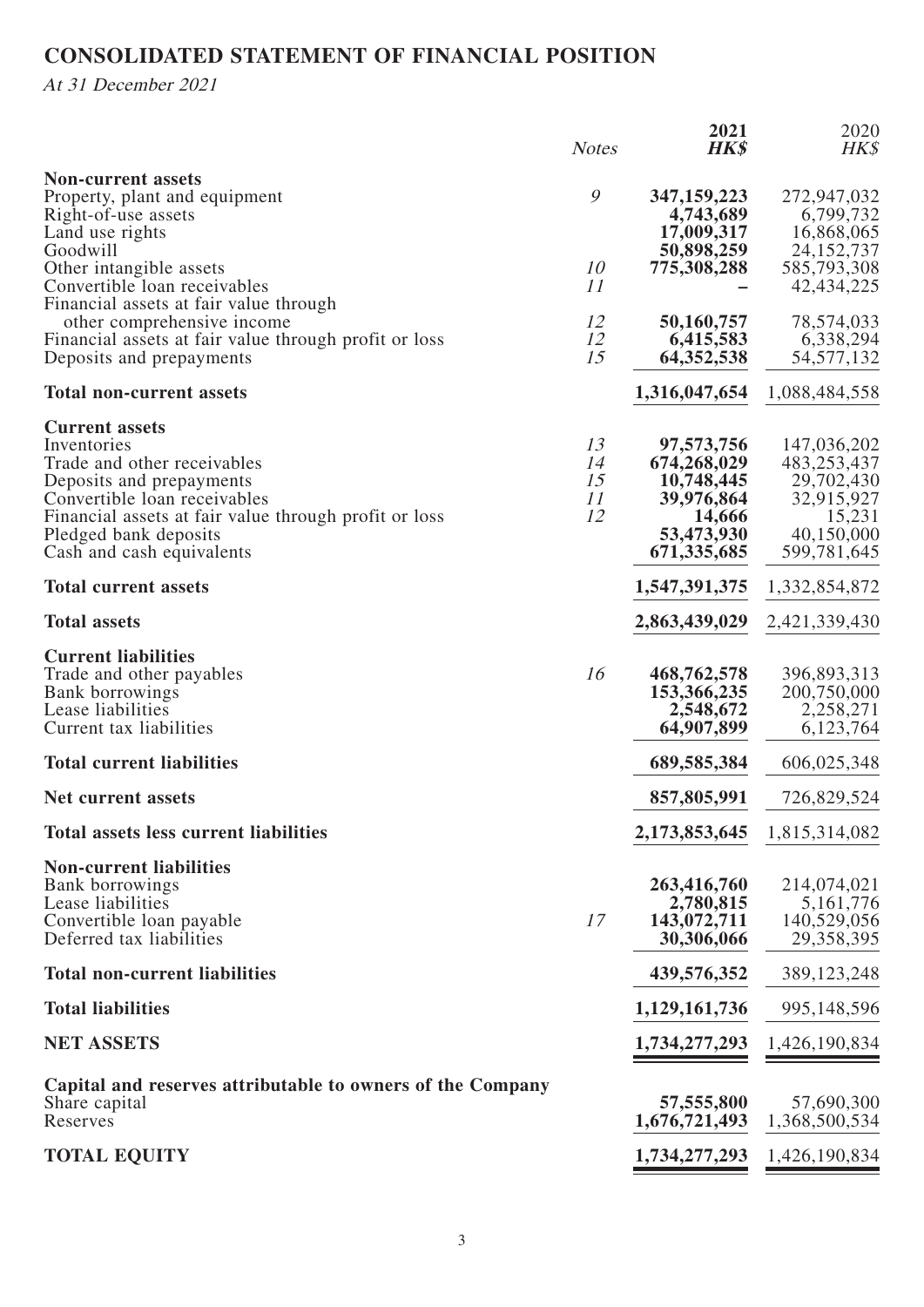# CONSOLIDATED STATEMENT OF FINANCIAL POSITION

*At 31 December 2021*

| | *Notes* | **2021** **HK$** | 2020 HK$ |
|---|---|---|---|
| **Non-current assets** | | | |
| Property, plant and equipment | 9 | **347,159,223** | 272,947,032 |
| Right-of-use assets | | **4,743,689** | 6,799,732 |
| Land use rights | | **17,009,317** | 16,868,065 |
| Goodwill | | **50,898,259** | 24,152,737 |
| Other intangible assets | 10 | **775,308,288** | 585,793,308 |
| Convertible loan receivables | 11 | **–** | 42,434,225 |
| Financial assets at fair value through other comprehensive income | 12 | **50,160,757** | 78,574,033 |
| Financial assets at fair value through profit or loss | 12 | **6,415,583** | 6,338,294 |
| Deposits and prepayments | 15 | **64,352,538** | 54,577,132 |
| **Total non-current assets** | | **1,316,047,654** | 1,088,484,558 |
| **Current assets** | | | |
| Inventories | 13 | **97,573,756** | 147,036,202 |
| Trade and other receivables | 14 | **674,268,029** | 483,253,437 |
| Deposits and prepayments | 15 | **10,748,445** | 29,702,430 |
| Convertible loan receivables | 11 | **39,976,864** | 32,915,927 |
| Financial assets at fair value through profit or loss | 12 | **14,666** | 15,231 |
| Pledged bank deposits | | **53,473,930** | 40,150,000 |
| Cash and cash equivalents | | **671,335,685** | 599,781,645 |
| **Total current assets** | | **1,547,391,375** | 1,332,854,872 |
| **Total assets** | | **2,863,439,029** | 2,421,339,430 |
| **Current liabilities** | | | |
| Trade and other payables | 16 | **468,762,578** | 396,893,313 |
| Bank borrowings | | **153,366,235** | 200,750,000 |
| Lease liabilities | | **2,548,672** | 2,258,271 |
| Current tax liabilities | | **64,907,899** | 6,123,764 |
| **Total current liabilities** | | **689,585,384** | 606,025,348 |
| **Net current assets** | | **857,805,991** | 726,829,524 |
| **Total assets less current liabilities** | | **2,173,853,645** | 1,815,314,082 |
| **Non-current liabilities** | | | |
| Bank borrowings | | **263,416,760** | 214,074,021 |
| Lease liabilities | | **2,780,815** | 5,161,776 |
| Convertible loan payable | 17 | **143,072,711** | 140,529,056 |
| Deferred tax liabilities | | **30,306,066** | 29,358,395 |
| **Total non-current liabilities** | | **439,576,352** | 389,123,248 |
| **Total liabilities** | | **1,129,161,736** | 995,148,596 |
| **NET ASSETS** | | **1,734,277,293** | 1,426,190,834 |
| **Capital and reserves attributable to owners of the Company** | | | |
| Share capital | | **57,555,800** | 57,690,300 |
| Reserves | | **1,676,721,493** | 1,368,500,534 |
| **TOTAL EQUITY** | | **1,734,277,293** | 1,426,190,834 |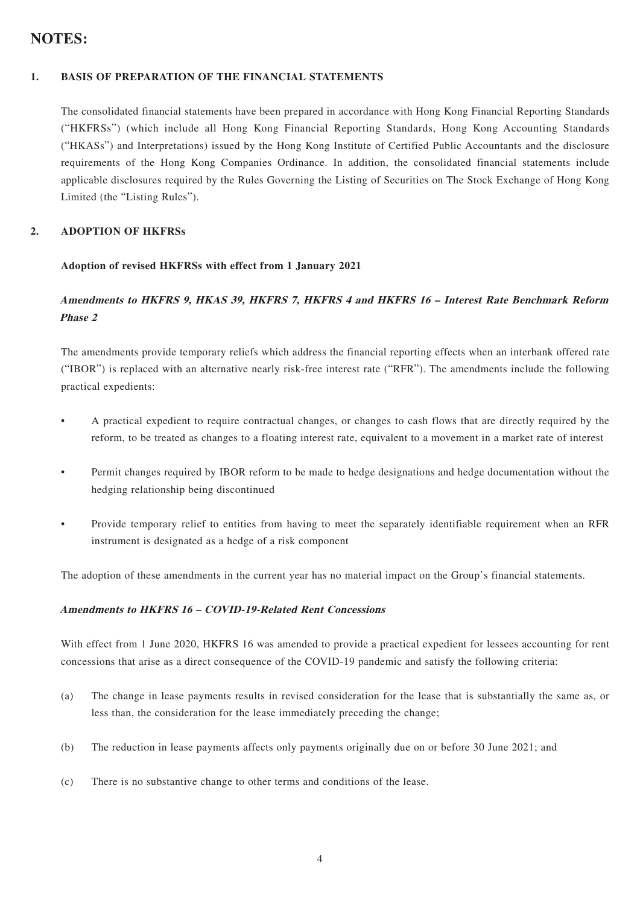# NOTES:

## 1. BASIS OF PREPARATION OF THE FINANCIAL STATEMENTS

The consolidated financial statements have been prepared in accordance with Hong Kong Financial Reporting Standards ("HKFRSs") (which include all Hong Kong Financial Reporting Standards, Hong Kong Accounting Standards ("HKASs") and Interpretations) issued by the Hong Kong Institute of Certified Public Accountants and the disclosure requirements of the Hong Kong Companies Ordinance. In addition, the consolidated financial statements include applicable disclosures required by the Rules Governing the Listing of Securities on The Stock Exchange of Hong Kong Limited (the "Listing Rules").

## 2. ADOPTION OF HKFRSs

**Adoption of revised HKFRSs with effect from 1 January 2021**

***Amendments to HKFRS 9, HKAS 39, HKFRS 7, HKFRS 4 and HKFRS 16 – Interest Rate Benchmark Reform Phase 2***

The amendments provide temporary reliefs which address the financial reporting effects when an interbank offered rate ("IBOR") is replaced with an alternative nearly risk-free interest rate ("RFR"). The amendments include the following practical expedients:

- A practical expedient to require contractual changes, or changes to cash flows that are directly required by the reform, to be treated as changes to a floating interest rate, equivalent to a movement in a market rate of interest
- Permit changes required by IBOR reform to be made to hedge designations and hedge documentation without the hedging relationship being discontinued
- Provide temporary relief to entities from having to meet the separately identifiable requirement when an RFR instrument is designated as a hedge of a risk component

The adoption of these amendments in the current year has no material impact on the Group's financial statements.

***Amendments to HKFRS 16 – COVID-19-Related Rent Concessions***

With effect from 1 June 2020, HKFRS 16 was amended to provide a practical expedient for lessees accounting for rent concessions that arise as a direct consequence of the COVID-19 pandemic and satisfy the following criteria:

(a) The change in lease payments results in revised consideration for the lease that is substantially the same as, or less than, the consideration for the lease immediately preceding the change;

(b) The reduction in lease payments affects only payments originally due on or before 30 June 2021; and

(c) There is no substantive change to other terms and conditions of the lease.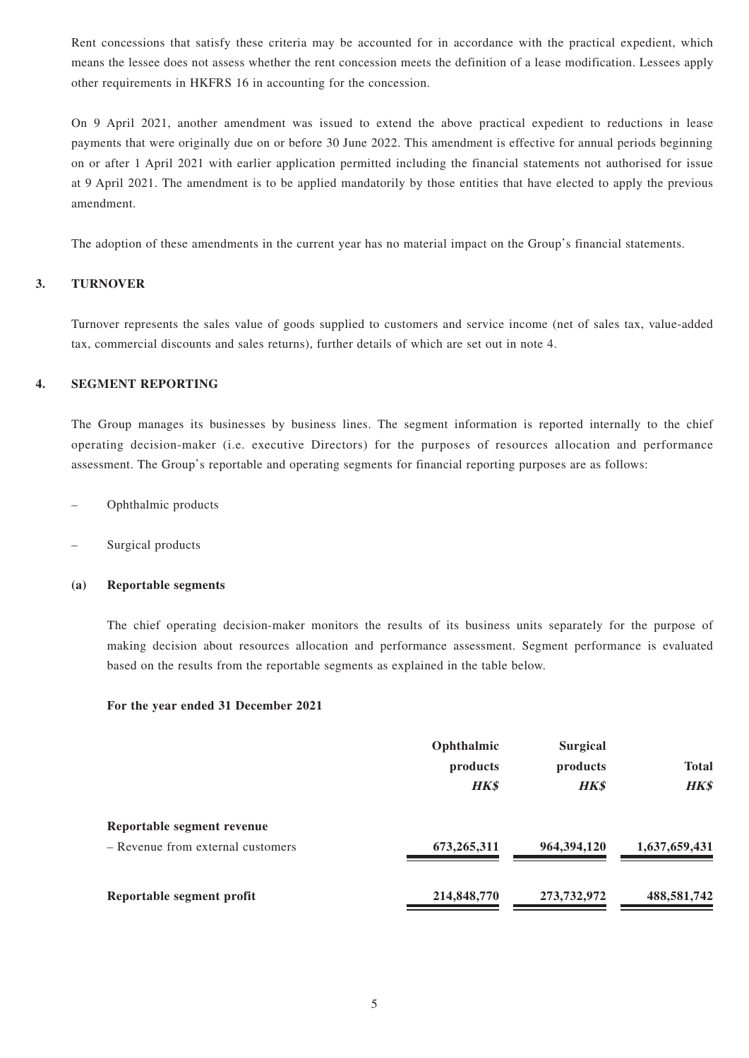Rent concessions that satisfy these criteria may be accounted for in accordance with the practical expedient, which means the lessee does not assess whether the rent concession meets the definition of a lease modification. Lessees apply other requirements in HKFRS 16 in accounting for the concession.

On 9 April 2021, another amendment was issued to extend the above practical expedient to reductions in lease payments that were originally due on or before 30 June 2022. This amendment is effective for annual periods beginning on or after 1 April 2021 with earlier application permitted including the financial statements not authorised for issue at 9 April 2021. The amendment is to be applied mandatorily by those entities that have elected to apply the previous amendment.

The adoption of these amendments in the current year has no material impact on the Group's financial statements.

## 3. TURNOVER

Turnover represents the sales value of goods supplied to customers and service income (net of sales tax, value-added tax, commercial discounts and sales returns), further details of which are set out in note 4.

## 4. SEGMENT REPORTING

The Group manages its businesses by business lines. The segment information is reported internally to the chief operating decision-maker (i.e. executive Directors) for the purposes of resources allocation and performance assessment. The Group's reportable and operating segments for financial reporting purposes are as follows:

– Ophthalmic products

– Surgical products

### (a) Reportable segments

The chief operating decision-maker monitors the results of its business units separately for the purpose of making decision about resources allocation and performance assessment. Segment performance is evaluated based on the results from the reportable segments as explained in the table below.

**For the year ended 31 December 2021**

| | Ophthalmic products | Surgical products | Total |
|---|---|---|---|
| | ***HK$*** | ***HK$*** | ***HK$*** |
| **Reportable segment revenue** | | | |
| – Revenue from external customers | **673,265,311** | **964,394,120** | **1,637,659,431** |
| **Reportable segment profit** | **214,848,770** | **273,732,972** | **488,581,742** |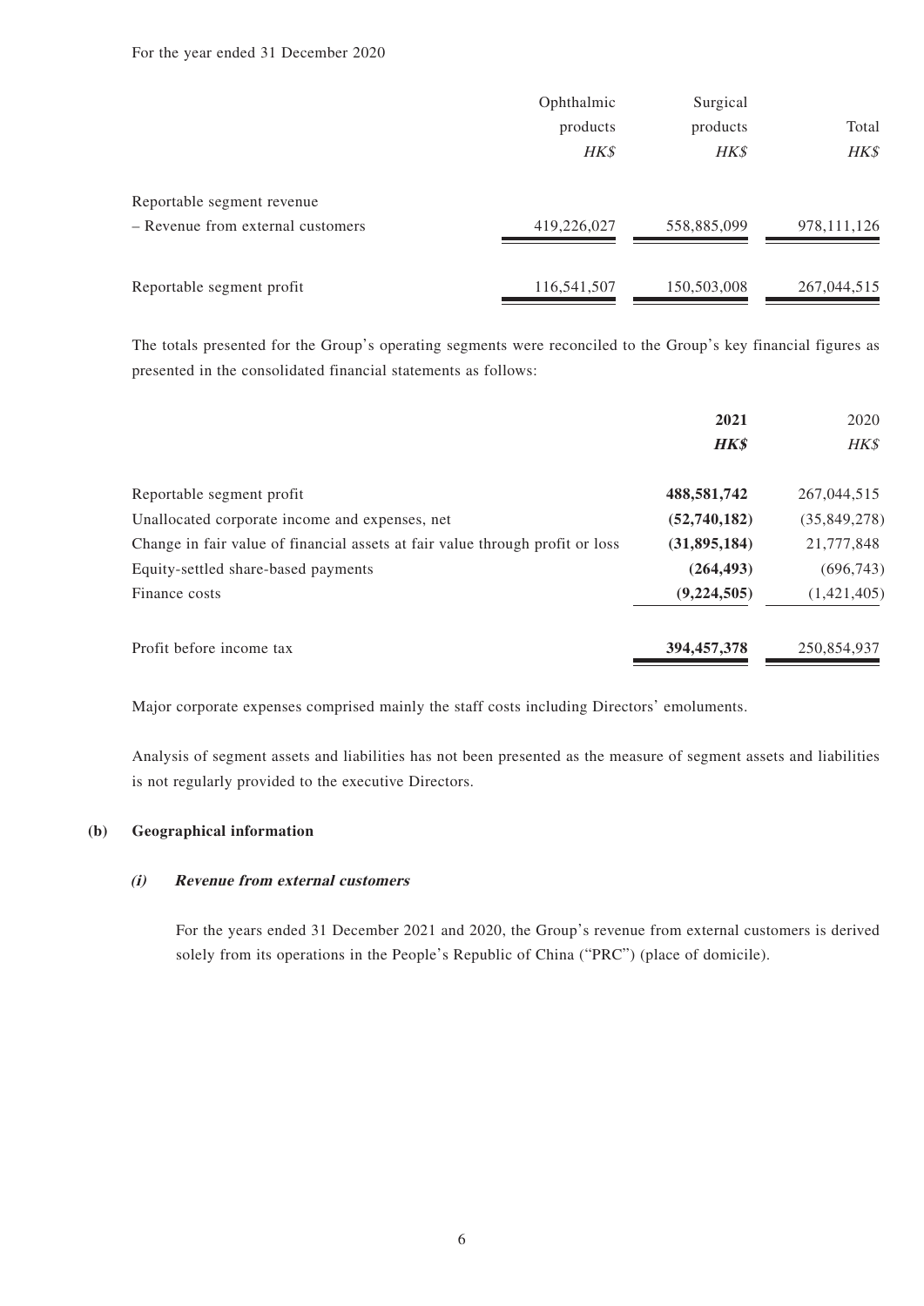For the year ended 31 December 2020

| | Ophthalmic products | Surgical products | Total |
|---|---|---|---|
| | *HK$* | *HK$* | *HK$* |
| Reportable segment revenue | | | |
| – Revenue from external customers | 419,226,027 | 558,885,099 | 978,111,126 |
| Reportable segment profit | 116,541,507 | 150,503,008 | 267,044,515 |

The totals presented for the Group's operating segments were reconciled to the Group's key financial figures as presented in the consolidated financial statements as follows:

| | **2021** | 2020 |
|---|---|---|
| | ***HK$*** | *HK$* |
| Reportable segment profit | **488,581,742** | 267,044,515 |
| Unallocated corporate income and expenses, net | **(52,740,182)** | (35,849,278) |
| Change in fair value of financial assets at fair value through profit or loss | **(31,895,184)** | 21,777,848 |
| Equity-settled share-based payments | **(264,493)** | (696,743) |
| Finance costs | **(9,224,505)** | (1,421,405) |
| Profit before income tax | **394,457,378** | 250,854,937 |

Major corporate expenses comprised mainly the staff costs including Directors' emoluments.

Analysis of segment assets and liabilities has not been presented as the measure of segment assets and liabilities is not regularly provided to the executive Directors.

**(b) Geographical information**

***(i) Revenue from external customers***

For the years ended 31 December 2021 and 2020, the Group's revenue from external customers is derived solely from its operations in the People's Republic of China ("PRC") (place of domicile).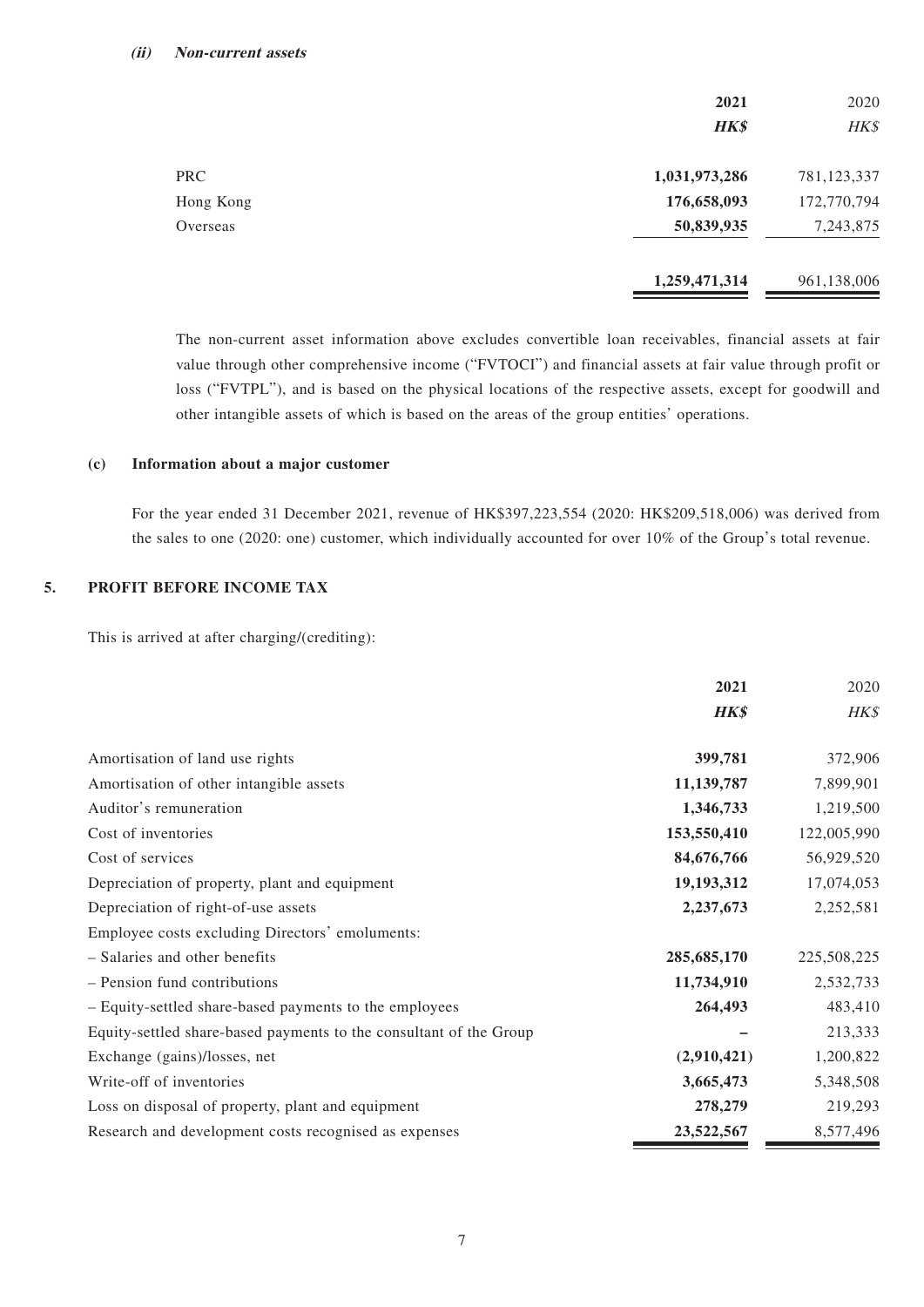#### (ii) Non-current assets

| | 2021 | 2020 |
|---|---|---|
| | **HK$** | *HK$* |
| PRC | **1,031,973,286** | 781,123,337 |
| Hong Kong | **176,658,093** | 172,770,794 |
| Overseas | **50,839,935** | 7,243,875 |
| | **1,259,471,314** | 961,138,006 |

The non-current asset information above excludes convertible loan receivables, financial assets at fair value through other comprehensive income ("FVTOCI") and financial assets at fair value through profit or loss ("FVTPL"), and is based on the physical locations of the respective assets, except for goodwill and other intangible assets of which is based on the areas of the group entities' operations.

### (c) Information about a major customer

For the year ended 31 December 2021, revenue of HK$397,223,554 (2020: HK$209,518,006) was derived from the sales to one (2020: one) customer, which individually accounted for over 10% of the Group's total revenue.

## 5. PROFIT BEFORE INCOME TAX

This is arrived at after charging/(crediting):

| | 2021 | 2020 |
|---|---|---|
| | **HK$** | *HK$* |
| Amortisation of land use rights | **399,781** | 372,906 |
| Amortisation of other intangible assets | **11,139,787** | 7,899,901 |
| Auditor's remuneration | **1,346,733** | 1,219,500 |
| Cost of inventories | **153,550,410** | 122,005,990 |
| Cost of services | **84,676,766** | 56,929,520 |
| Depreciation of property, plant and equipment | **19,193,312** | 17,074,053 |
| Depreciation of right-of-use assets | **2,237,673** | 2,252,581 |
| Employee costs excluding Directors' emoluments: | | |
| – Salaries and other benefits | **285,685,170** | 225,508,225 |
| – Pension fund contributions | **11,734,910** | 2,532,733 |
| – Equity-settled share-based payments to the employees | **264,493** | 483,410 |
| Equity-settled share-based payments to the consultant of the Group | **–** | 213,333 |
| Exchange (gains)/losses, net | **(2,910,421)** | 1,200,822 |
| Write-off of inventories | **3,665,473** | 5,348,508 |
| Loss on disposal of property, plant and equipment | **278,279** | 219,293 |
| Research and development costs recognised as expenses | **23,522,567** | 8,577,496 |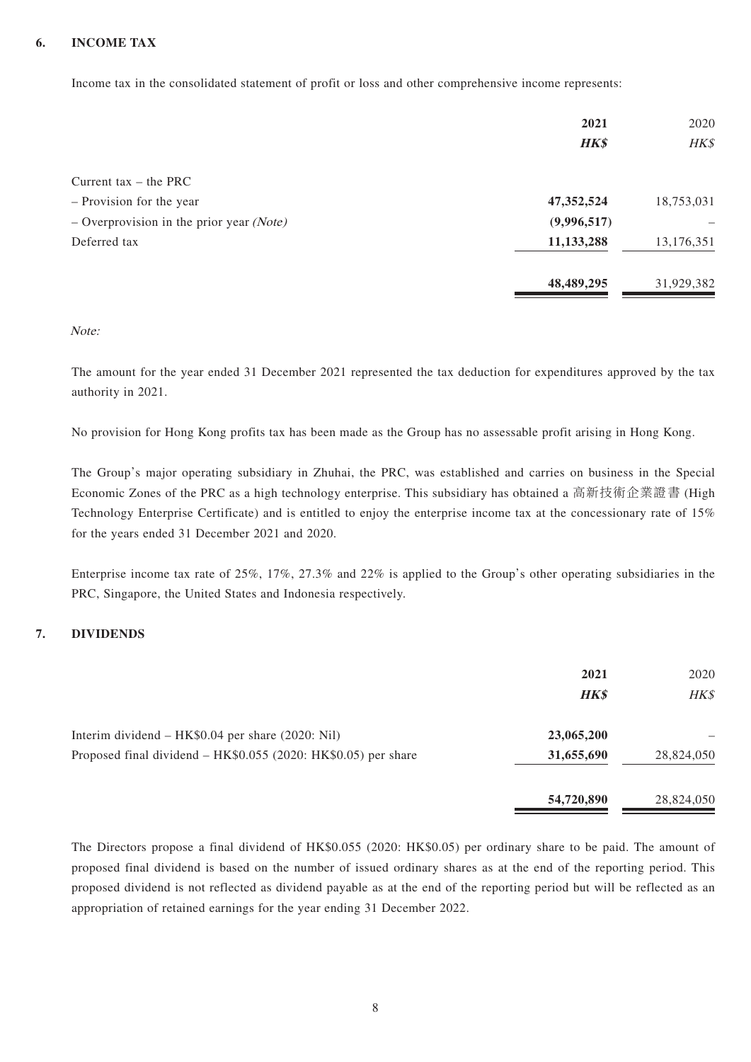## 6. INCOME TAX

Income tax in the consolidated statement of profit or loss and other comprehensive income represents:

| | **2021** | 2020 |
|---|---|---|
| | ***HK$*** | *HK$* |
| Current tax – the PRC | | |
| – Provision for the year | **47,352,524** | 18,753,031 |
| – Overprovision in the prior year *(Note)* | **(9,996,517)** | – |
| Deferred tax | **11,133,288** | 13,176,351 |
| | **48,489,295** | 31,929,382 |

*Note:*

The amount for the year ended 31 December 2021 represented the tax deduction for expenditures approved by the tax authority in 2021.

No provision for Hong Kong profits tax has been made as the Group has no assessable profit arising in Hong Kong.

The Group's major operating subsidiary in Zhuhai, the PRC, was established and carries on business in the Special Economic Zones of the PRC as a high technology enterprise. This subsidiary has obtained a 高新技術企業證書 (High Technology Enterprise Certificate) and is entitled to enjoy the enterprise income tax at the concessionary rate of 15% for the years ended 31 December 2021 and 2020.

Enterprise income tax rate of 25%, 17%, 27.3% and 22% is applied to the Group's other operating subsidiaries in the PRC, Singapore, the United States and Indonesia respectively.

## 7. DIVIDENDS

| | **2021** | 2020 |
|---|---|---|
| | ***HK$*** | *HK$* |
| Interim dividend – HK$0.04 per share (2020: Nil) | **23,065,200** | – |
| Proposed final dividend – HK$0.055 (2020: HK$0.05) per share | **31,655,690** | 28,824,050 |
| | **54,720,890** | 28,824,050 |

The Directors propose a final dividend of HK$0.055 (2020: HK$0.05) per ordinary share to be paid. The amount of proposed final dividend is based on the number of issued ordinary shares as at the end of the reporting period. This proposed dividend is not reflected as dividend payable as at the end of the reporting period but will be reflected as an appropriation of retained earnings for the year ending 31 December 2022.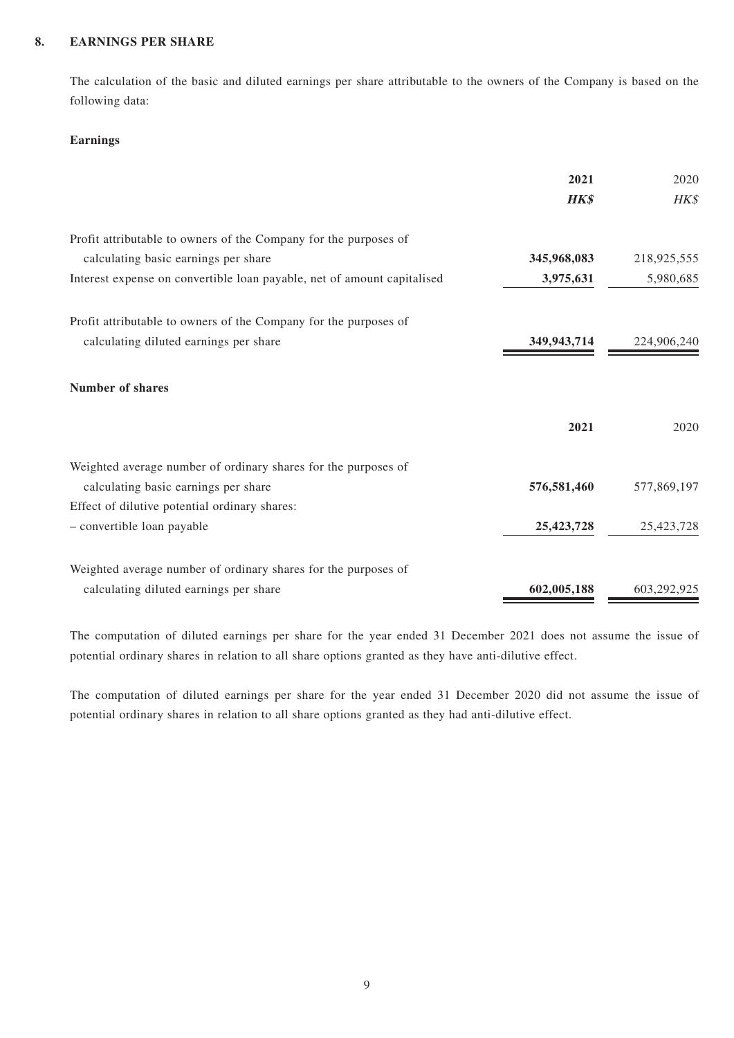## 8. EARNINGS PER SHARE

The calculation of the basic and diluted earnings per share attributable to the owners of the Company is based on the following data:

**Earnings**

| | **2021** | 2020 |
|---|---|---|
| | ***HK$*** | *HK$* |
| Profit attributable to owners of the Company for the purposes of calculating basic earnings per share | **345,968,083** | 218,925,555 |
| Interest expense on convertible loan payable, net of amount capitalised | **3,975,631** | 5,980,685 |
| Profit attributable to owners of the Company for the purposes of calculating diluted earnings per share | **349,943,714** | 224,906,240 |

**Number of shares**

| | **2021** | 2020 |
|---|---|---|
| Weighted average number of ordinary shares for the purposes of calculating basic earnings per share | **576,581,460** | 577,869,197 |
| Effect of dilutive potential ordinary shares: | | |
| – convertible loan payable | **25,423,728** | 25,423,728 |
| Weighted average number of ordinary shares for the purposes of calculating diluted earnings per share | **602,005,188** | 603,292,925 |

The computation of diluted earnings per share for the year ended 31 December 2021 does not assume the issue of potential ordinary shares in relation to all share options granted as they have anti-dilutive effect.

The computation of diluted earnings per share for the year ended 31 December 2020 did not assume the issue of potential ordinary shares in relation to all share options granted as they had anti-dilutive effect.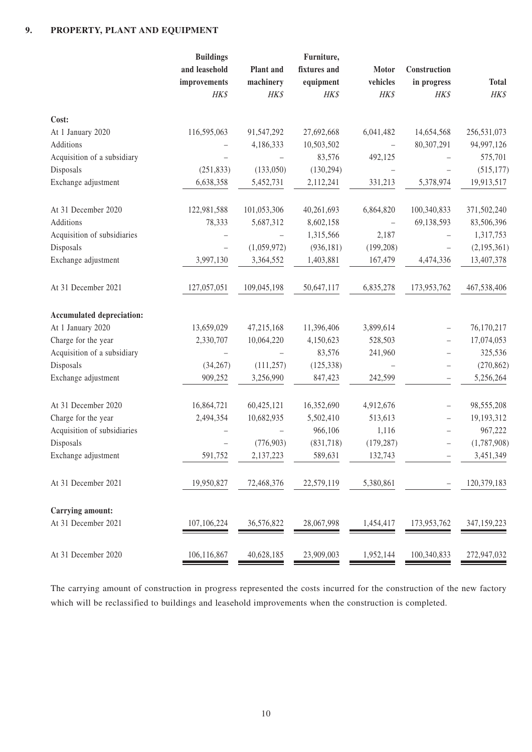## 9. PROPERTY, PLANT AND EQUIPMENT

| | Buildings and leasehold improvements | Plant and machinery | Furniture, fixtures and equipment | Motor vehicles | Construction in progress | Total |
|---|---|---|---|---|---|---|
| | *HK$* | *HK$* | *HK$* | *HK$* | *HK$* | *HK$* |
| **Cost:** | | | | | | |
| At 1 January 2020 | 116,595,063 | 91,547,292 | 27,692,668 | 6,041,482 | 14,654,568 | 256,531,073 |
| Additions | – | 4,186,333 | 10,503,502 | – | 80,307,291 | 94,997,126 |
| Acquisition of a subsidiary | – | – | 83,576 | 492,125 | – | 575,701 |
| Disposals | (251,833) | (133,050) | (130,294) | – | – | (515,177) |
| Exchange adjustment | 6,638,358 | 5,452,731 | 2,112,241 | 331,213 | 5,378,974 | 19,913,517 |
| At 31 December 2020 | 122,981,588 | 101,053,306 | 40,261,693 | 6,864,820 | 100,340,833 | 371,502,240 |
| Additions | 78,333 | 5,687,312 | 8,602,158 | – | 69,138,593 | 83,506,396 |
| Acquisition of subsidiaries | – | – | 1,315,566 | 2,187 | – | 1,317,753 |
| Disposals | – | (1,059,972) | (936,181) | (199,208) | – | (2,195,361) |
| Exchange adjustment | 3,997,130 | 3,364,552 | 1,403,881 | 167,479 | 4,474,336 | 13,407,378 |
| At 31 December 2021 | 127,057,051 | 109,045,198 | 50,647,117 | 6,835,278 | 173,953,762 | 467,538,406 |
| **Accumulated depreciation:** | | | | | | |
| At 1 January 2020 | 13,659,029 | 47,215,168 | 11,396,406 | 3,899,614 | – | 76,170,217 |
| Charge for the year | 2,330,707 | 10,064,220 | 4,150,623 | 528,503 | – | 17,074,053 |
| Acquisition of a subsidiary | – | – | 83,576 | 241,960 | – | 325,536 |
| Disposals | (34,267) | (111,257) | (125,338) | – | – | (270,862) |
| Exchange adjustment | 909,252 | 3,256,990 | 847,423 | 242,599 | – | 5,256,264 |
| At 31 December 2020 | 16,864,721 | 60,425,121 | 16,352,690 | 4,912,676 | – | 98,555,208 |
| Charge for the year | 2,494,354 | 10,682,935 | 5,502,410 | 513,613 | – | 19,193,312 |
| Acquisition of subsidiaries | – | – | 966,106 | 1,116 | – | 967,222 |
| Disposals | – | (776,903) | (831,718) | (179,287) | – | (1,787,908) |
| Exchange adjustment | 591,752 | 2,137,223 | 589,631 | 132,743 | – | 3,451,349 |
| At 31 December 2021 | 19,950,827 | 72,468,376 | 22,579,119 | 5,380,861 | – | 120,379,183 |
| **Carrying amount:** | | | | | | |
| At 31 December 2021 | 107,106,224 | 36,576,822 | 28,067,998 | 1,454,417 | 173,953,762 | 347,159,223 |
| At 31 December 2020 | 106,116,867 | 40,628,185 | 23,909,003 | 1,952,144 | 100,340,833 | 272,947,032 |

The carrying amount of construction in progress represented the costs incurred for the construction of the new factory which will be reclassified to buildings and leasehold improvements when the construction is completed.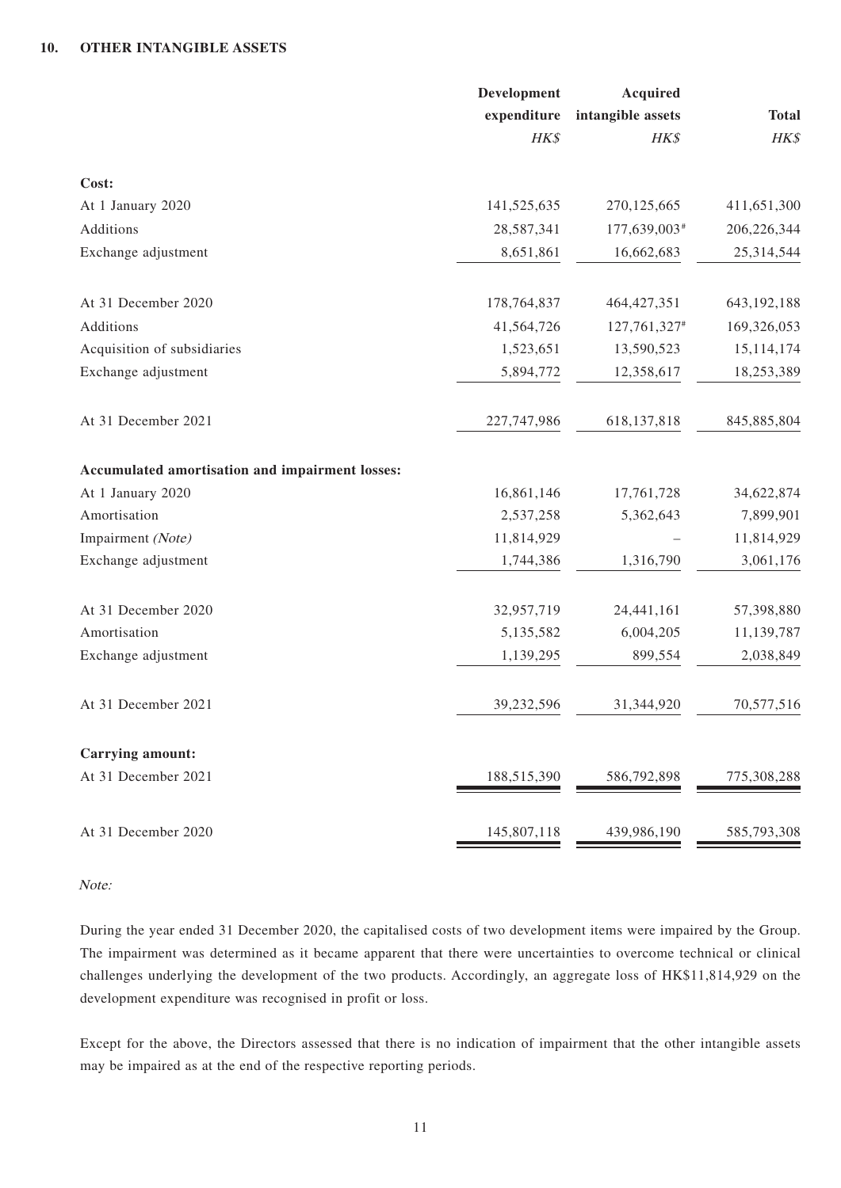## 10. OTHER INTANGIBLE ASSETS

| | Development expenditure | Acquired intangible assets | Total |
|---|---|---|---|
| | *HK$* | *HK$* | *HK$* |
| **Cost:** | | | |
| At 1 January 2020 | 141,525,635 | 270,125,665 | 411,651,300 |
| Additions | 28,587,341 | 177,639,003# | 206,226,344 |
| Exchange adjustment | 8,651,861 | 16,662,683 | 25,314,544 |
| At 31 December 2020 | 178,764,837 | 464,427,351 | 643,192,188 |
| Additions | 41,564,726 | 127,761,327# | 169,326,053 |
| Acquisition of subsidiaries | 1,523,651 | 13,590,523 | 15,114,174 |
| Exchange adjustment | 5,894,772 | 12,358,617 | 18,253,389 |
| At 31 December 2021 | 227,747,986 | 618,137,818 | 845,885,804 |
| **Accumulated amortisation and impairment losses:** | | | |
| At 1 January 2020 | 16,861,146 | 17,761,728 | 34,622,874 |
| Amortisation | 2,537,258 | 5,362,643 | 7,899,901 |
| Impairment *(Note)* | 11,814,929 | – | 11,814,929 |
| Exchange adjustment | 1,744,386 | 1,316,790 | 3,061,176 |
| At 31 December 2020 | 32,957,719 | 24,441,161 | 57,398,880 |
| Amortisation | 5,135,582 | 6,004,205 | 11,139,787 |
| Exchange adjustment | 1,139,295 | 899,554 | 2,038,849 |
| At 31 December 2021 | 39,232,596 | 31,344,920 | 70,577,516 |
| **Carrying amount:** | | | |
| At 31 December 2021 | 188,515,390 | 586,792,898 | 775,308,288 |
| At 31 December 2020 | 145,807,118 | 439,986,190 | 585,793,308 |

*Note:*

During the year ended 31 December 2020, the capitalised costs of two development items were impaired by the Group. The impairment was determined as it became apparent that there were uncertainties to overcome technical or clinical challenges underlying the development of the two products. Accordingly, an aggregate loss of HK$11,814,929 on the development expenditure was recognised in profit or loss.

Except for the above, the Directors assessed that there is no indication of impairment that the other intangible assets may be impaired as at the end of the respective reporting periods.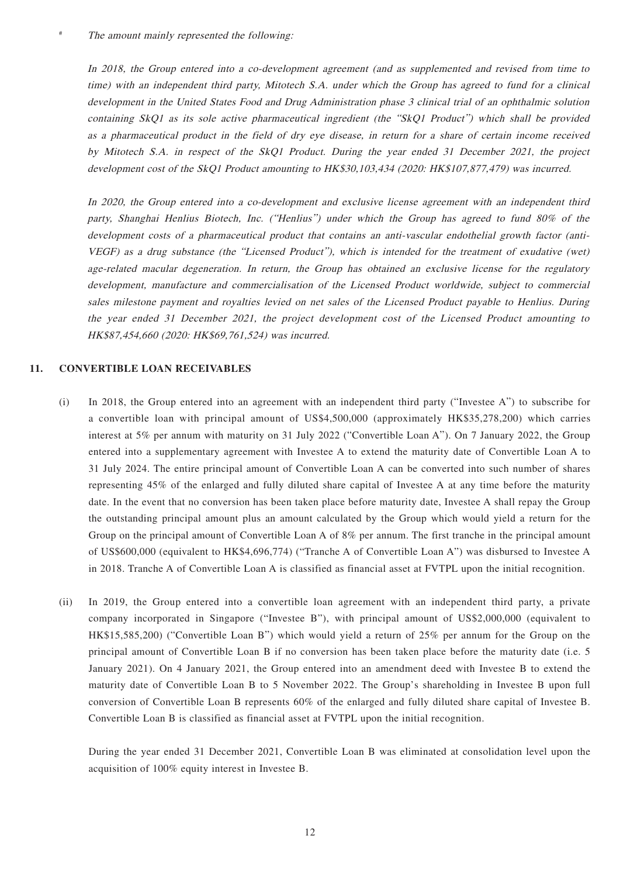# *The amount mainly represented the following:*

*In 2018, the Group entered into a co-development agreement (and as supplemented and revised from time to time) with an independent third party, Mitotech S.A. under which the Group has agreed to fund for a clinical development in the United States Food and Drug Administration phase 3 clinical trial of an ophthalmic solution containing SkQ1 as its sole active pharmaceutical ingredient (the "SkQ1 Product") which shall be provided as a pharmaceutical product in the field of dry eye disease, in return for a share of certain income received by Mitotech S.A. in respect of the SkQ1 Product. During the year ended 31 December 2021, the project development cost of the SkQ1 Product amounting to HK$30,103,434 (2020: HK$107,877,479) was incurred.*

*In 2020, the Group entered into a co-development and exclusive license agreement with an independent third party, Shanghai Henlius Biotech, Inc. ("Henlius") under which the Group has agreed to fund 80% of the development costs of a pharmaceutical product that contains an anti-vascular endothelial growth factor (anti-VEGF) as a drug substance (the "Licensed Product"), which is intended for the treatment of exudative (wet) age-related macular degeneration. In return, the Group has obtained an exclusive license for the regulatory development, manufacture and commercialisation of the Licensed Product worldwide, subject to commercial sales milestone payment and royalties levied on net sales of the Licensed Product payable to Henlius. During the year ended 31 December 2021, the project development cost of the Licensed Product amounting to HK$87,454,660 (2020: HK$69,761,524) was incurred.*

## 11. CONVERTIBLE LOAN RECEIVABLES

(i) In 2018, the Group entered into an agreement with an independent third party ("Investee A") to subscribe for a convertible loan with principal amount of US$4,500,000 (approximately HK$35,278,200) which carries interest at 5% per annum with maturity on 31 July 2022 ("Convertible Loan A"). On 7 January 2022, the Group entered into a supplementary agreement with Investee A to extend the maturity date of Convertible Loan A to 31 July 2024. The entire principal amount of Convertible Loan A can be converted into such number of shares representing 45% of the enlarged and fully diluted share capital of Investee A at any time before the maturity date. In the event that no conversion has been taken place before maturity date, Investee A shall repay the Group the outstanding principal amount plus an amount calculated by the Group which would yield a return for the Group on the principal amount of Convertible Loan A of 8% per annum. The first tranche in the principal amount of US$600,000 (equivalent to HK$4,696,774) ("Tranche A of Convertible Loan A") was disbursed to Investee A in 2018. Tranche A of Convertible Loan A is classified as financial asset at FVTPL upon the initial recognition.

(ii) In 2019, the Group entered into a convertible loan agreement with an independent third party, a private company incorporated in Singapore ("Investee B"), with principal amount of US$2,000,000 (equivalent to HK$15,585,200) ("Convertible Loan B") which would yield a return of 25% per annum for the Group on the principal amount of Convertible Loan B if no conversion has been taken place before the maturity date (i.e. 5 January 2021). On 4 January 2021, the Group entered into an amendment deed with Investee B to extend the maturity date of Convertible Loan B to 5 November 2022. The Group's shareholding in Investee B upon full conversion of Convertible Loan B represents 60% of the enlarged and fully diluted share capital of Investee B. Convertible Loan B is classified as financial asset at FVTPL upon the initial recognition.

During the year ended 31 December 2021, Convertible Loan B was eliminated at consolidation level upon the acquisition of 100% equity interest in Investee B.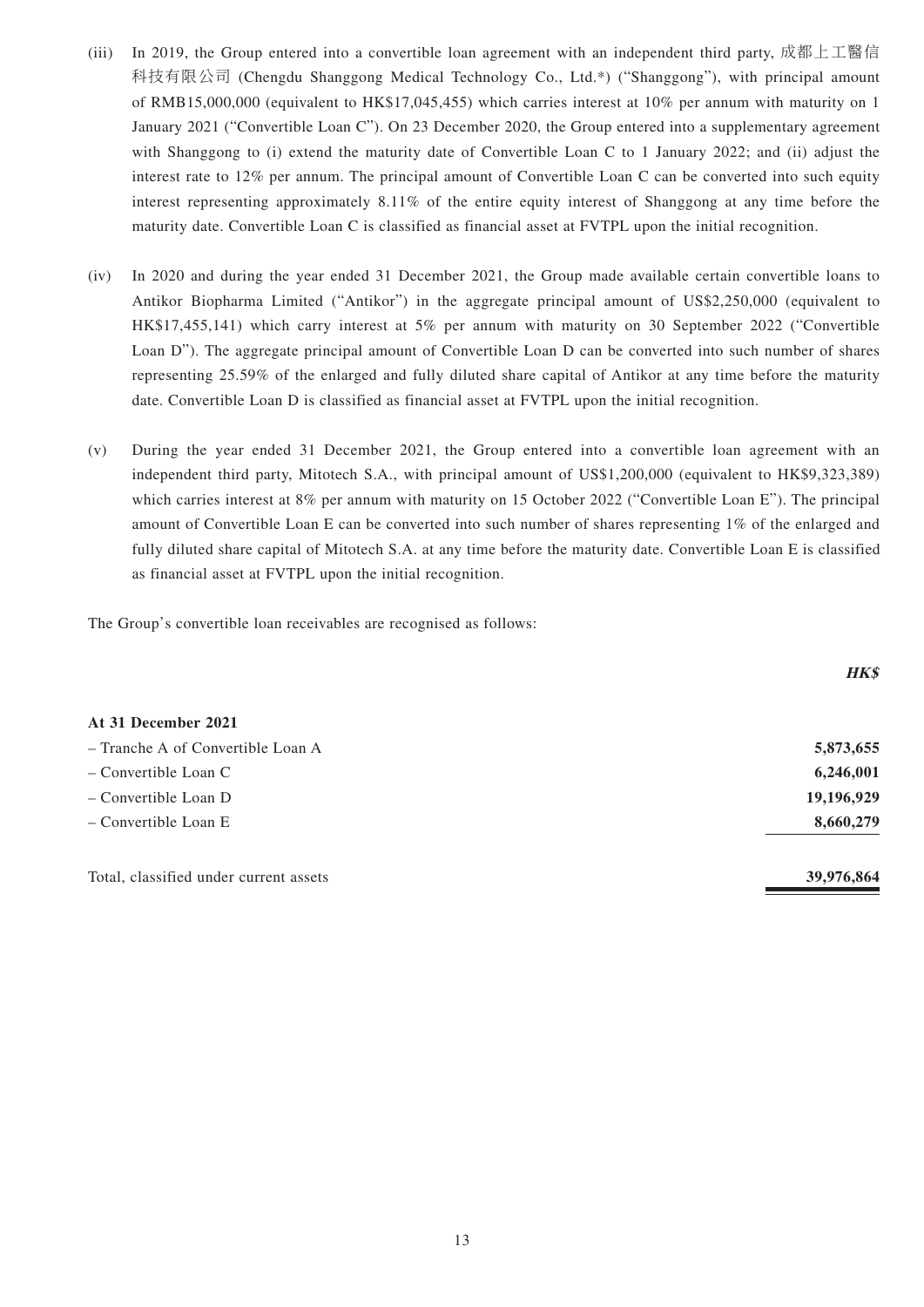(iii) In 2019, the Group entered into a convertible loan agreement with an independent third party, 成都上工醫信科技有限公司 (Chengdu Shanggong Medical Technology Co., Ltd.*) ("Shanggong"), with principal amount of RMB15,000,000 (equivalent to HK$17,045,455) which carries interest at 10% per annum with maturity on 1 January 2021 ("Convertible Loan C"). On 23 December 2020, the Group entered into a supplementary agreement with Shanggong to (i) extend the maturity date of Convertible Loan C to 1 January 2022; and (ii) adjust the interest rate to 12% per annum. The principal amount of Convertible Loan C can be converted into such equity interest representing approximately 8.11% of the entire equity interest of Shanggong at any time before the maturity date. Convertible Loan C is classified as financial asset at FVTPL upon the initial recognition.

(iv) In 2020 and during the year ended 31 December 2021, the Group made available certain convertible loans to Antikor Biopharma Limited ("Antikor") in the aggregate principal amount of US$2,250,000 (equivalent to HK$17,455,141) which carry interest at 5% per annum with maturity on 30 September 2022 ("Convertible Loan D"). The aggregate principal amount of Convertible Loan D can be converted into such number of shares representing 25.59% of the enlarged and fully diluted share capital of Antikor at any time before the maturity date. Convertible Loan D is classified as financial asset at FVTPL upon the initial recognition.

(v) During the year ended 31 December 2021, the Group entered into a convertible loan agreement with an independent third party, Mitotech S.A., with principal amount of US$1,200,000 (equivalent to HK$9,323,389) which carries interest at 8% per annum with maturity on 15 October 2022 ("Convertible Loan E"). The principal amount of Convertible Loan E can be converted into such number of shares representing 1% of the enlarged and fully diluted share capital of Mitotech S.A. at any time before the maturity date. Convertible Loan E is classified as financial asset at FVTPL upon the initial recognition.

The Group's convertible loan receivables are recognised as follows:

| | ***HK$*** |
|---|---|
| **At 31 December 2021** | |
| – Tranche A of Convertible Loan A | **5,873,655** |
| – Convertible Loan C | **6,246,001** |
| – Convertible Loan D | **19,196,929** |
| – Convertible Loan E | **8,660,279** |
| Total, classified under current assets | **39,976,864** |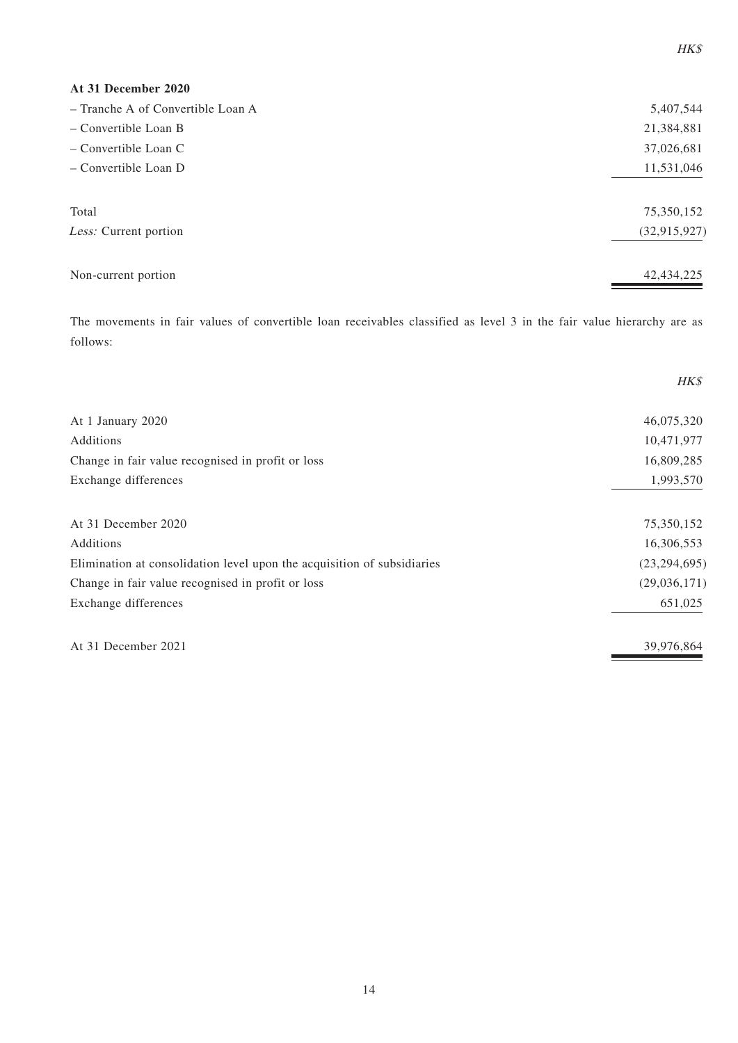| | HK$ |
|---|---|
| **At 31 December 2020** | |
| – Tranche A of Convertible Loan A | 5,407,544 |
| – Convertible Loan B | 21,384,881 |
| – Convertible Loan C | 37,026,681 |
| – Convertible Loan D | 11,531,046 |
| Total | 75,350,152 |
| *Less:* Current portion | (32,915,927) |
| Non-current portion | 42,434,225 |

The movements in fair values of convertible loan receivables classified as level 3 in the fair value hierarchy are as follows:

| | HK$ |
|---|---|
| At 1 January 2020 | 46,075,320 |
| Additions | 10,471,977 |
| Change in fair value recognised in profit or loss | 16,809,285 |
| Exchange differences | 1,993,570 |
| At 31 December 2020 | 75,350,152 |
| Additions | 16,306,553 |
| Elimination at consolidation level upon the acquisition of subsidiaries | (23,294,695) |
| Change in fair value recognised in profit or loss | (29,036,171) |
| Exchange differences | 651,025 |
| At 31 December 2021 | 39,976,864 |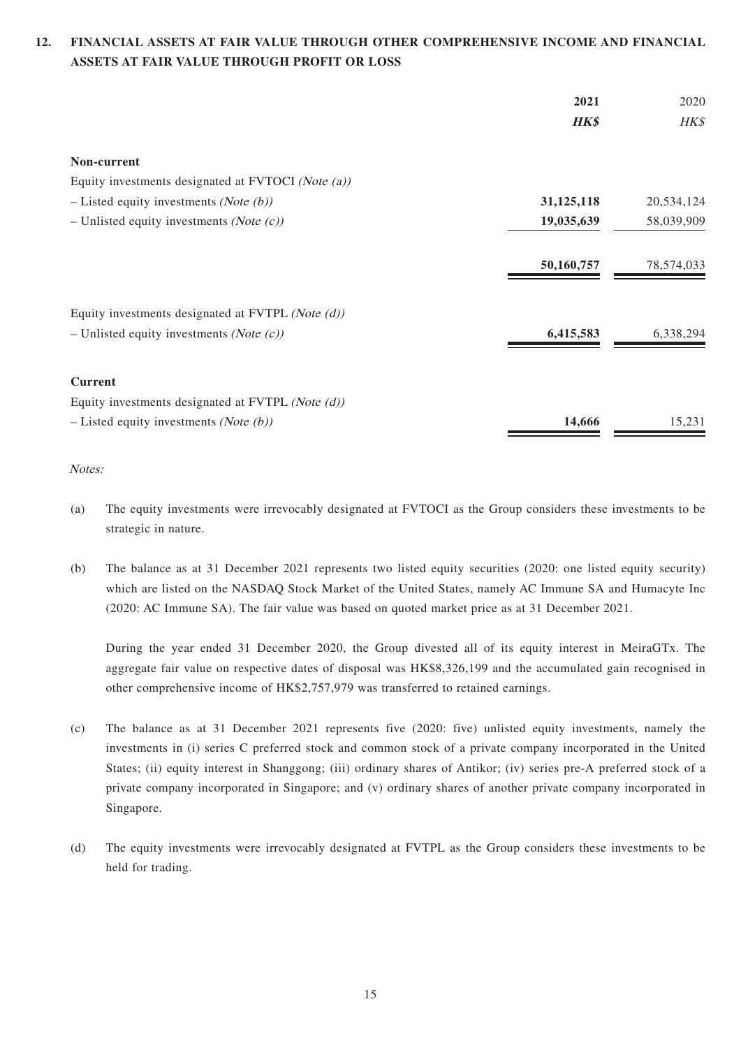## 12. FINANCIAL ASSETS AT FAIR VALUE THROUGH OTHER COMPREHENSIVE INCOME AND FINANCIAL ASSETS AT FAIR VALUE THROUGH PROFIT OR LOSS

| | **2021** | 2020 |
|---|---|---|
| | ***HK$*** | *HK$* |
| **Non-current** | | |
| Equity investments designated at FVTOCI *(Note (a))* | | |
| – Listed equity investments *(Note (b))* | **31,125,118** | 20,534,124 |
| – Unlisted equity investments *(Note (c))* | **19,035,639** | 58,039,909 |
| | **50,160,757** | 78,574,033 |
| Equity investments designated at FVTPL *(Note (d))* | | |
| – Unlisted equity investments *(Note (c))* | **6,415,583** | 6,338,294 |
| **Current** | | |
| Equity investments designated at FVTPL *(Note (d))* | | |
| – Listed equity investments *(Note (b))* | **14,666** | 15,231 |

*Notes:*

(a) The equity investments were irrevocably designated at FVTOCI as the Group considers these investments to be strategic in nature.

(b) The balance as at 31 December 2021 represents two listed equity securities (2020: one listed equity security) which are listed on the NASDAQ Stock Market of the United States, namely AC Immune SA and Humacyte Inc (2020: AC Immune SA). The fair value was based on quoted market price as at 31 December 2021.

During the year ended 31 December 2020, the Group divested all of its equity interest in MeiraGTx. The aggregate fair value on respective dates of disposal was HK$8,326,199 and the accumulated gain recognised in other comprehensive income of HK$2,757,979 was transferred to retained earnings.

(c) The balance as at 31 December 2021 represents five (2020: five) unlisted equity investments, namely the investments in (i) series C preferred stock and common stock of a private company incorporated in the United States; (ii) equity interest in Shanggong; (iii) ordinary shares of Antikor; (iv) series pre-A preferred stock of a private company incorporated in Singapore; and (v) ordinary shares of another private company incorporated in Singapore.

(d) The equity investments were irrevocably designated at FVTPL as the Group considers these investments to be held for trading.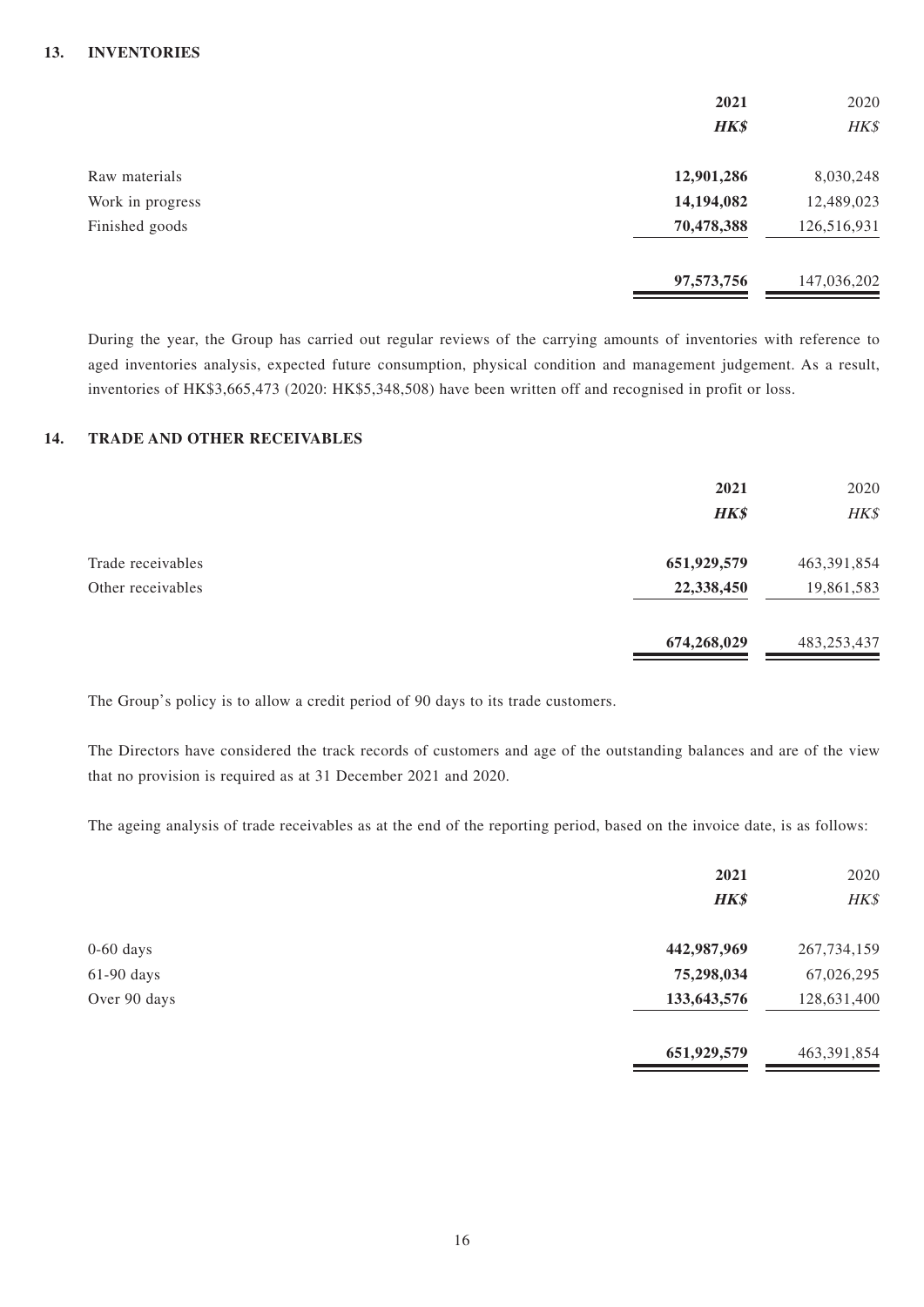## 13. INVENTORIES

| | **2021** | 2020 |
|---|---|---|
| | ***HK$*** | *HK$* |
| Raw materials | **12,901,286** | 8,030,248 |
| Work in progress | **14,194,082** | 12,489,023 |
| Finished goods | **70,478,388** | 126,516,931 |
| | **97,573,756** | 147,036,202 |

During the year, the Group has carried out regular reviews of the carrying amounts of inventories with reference to aged inventories analysis, expected future consumption, physical condition and management judgement. As a result, inventories of HK$3,665,473 (2020: HK$5,348,508) have been written off and recognised in profit or loss.

## 14. TRADE AND OTHER RECEIVABLES

| | **2021** | 2020 |
|---|---|---|
| | ***HK$*** | *HK$* |
| Trade receivables | **651,929,579** | 463,391,854 |
| Other receivables | **22,338,450** | 19,861,583 |
| | **674,268,029** | 483,253,437 |

The Group's policy is to allow a credit period of 90 days to its trade customers.

The Directors have considered the track records of customers and age of the outstanding balances and are of the view that no provision is required as at 31 December 2021 and 2020.

The ageing analysis of trade receivables as at the end of the reporting period, based on the invoice date, is as follows:

| | **2021** | 2020 |
|---|---|---|
| | ***HK$*** | *HK$* |
| 0-60 days | **442,987,969** | 267,734,159 |
| 61-90 days | **75,298,034** | 67,026,295 |
| Over 90 days | **133,643,576** | 128,631,400 |
| | **651,929,579** | 463,391,854 |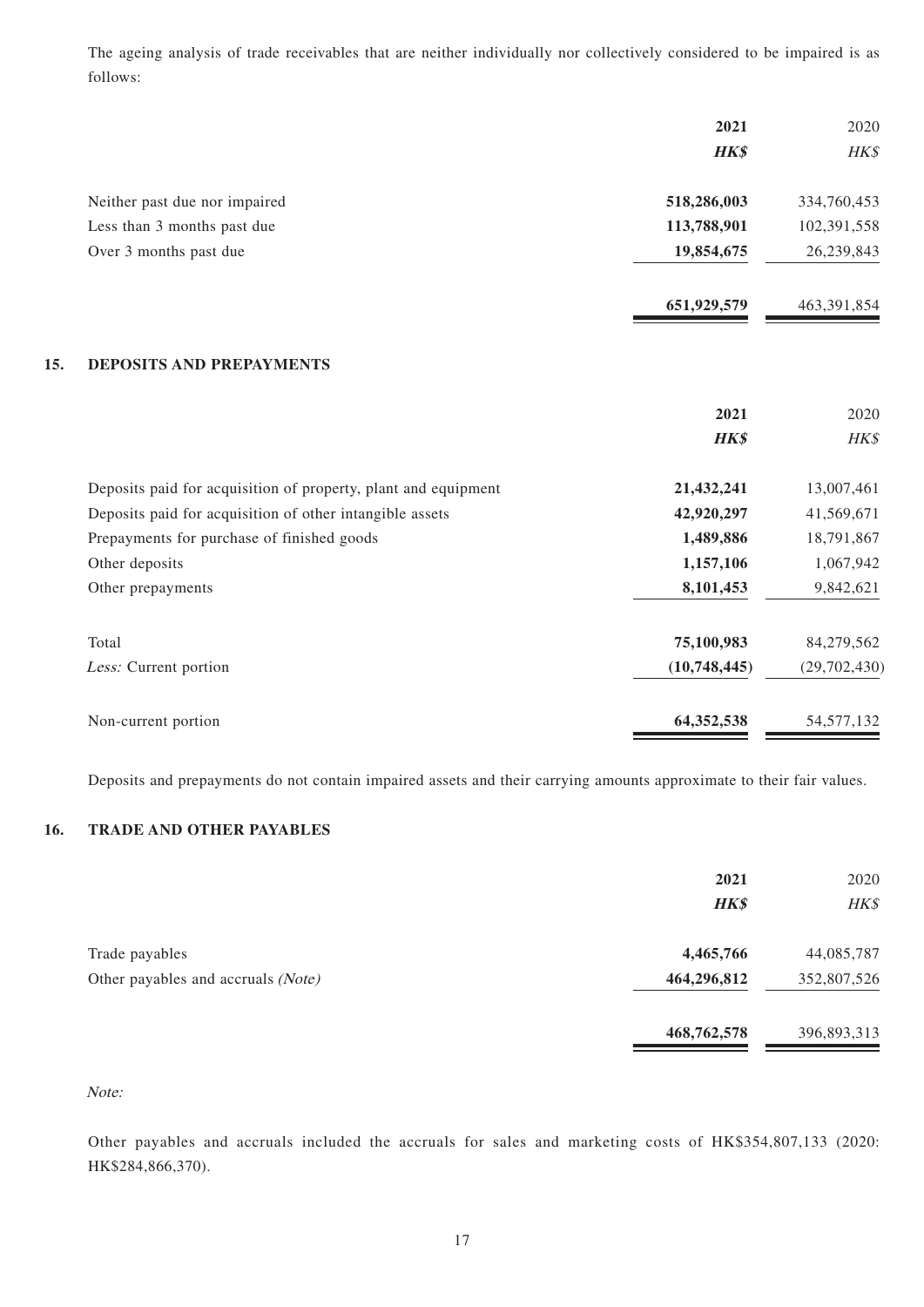The ageing analysis of trade receivables that are neither individually nor collectively considered to be impaired is as follows:

| | 2021 | 2020 |
|---|---|---|
| | *HK$* | *HK$* |
| Neither past due nor impaired | **518,286,003** | 334,760,453 |
| Less than 3 months past due | **113,788,901** | 102,391,558 |
| Over 3 months past due | **19,854,675** | 26,239,843 |
| | **651,929,579** | 463,391,854 |

## 15. DEPOSITS AND PREPAYMENTS

| | 2021 | 2020 |
|---|---|---|
| | *HK$* | *HK$* |
| Deposits paid for acquisition of property, plant and equipment | **21,432,241** | 13,007,461 |
| Deposits paid for acquisition of other intangible assets | **42,920,297** | 41,569,671 |
| Prepayments for purchase of finished goods | **1,489,886** | 18,791,867 |
| Other deposits | **1,157,106** | 1,067,942 |
| Other prepayments | **8,101,453** | 9,842,621 |
| Total | **75,100,983** | 84,279,562 |
| *Less:* Current portion | **(10,748,445)** | (29,702,430) |
| Non-current portion | **64,352,538** | 54,577,132 |

Deposits and prepayments do not contain impaired assets and their carrying amounts approximate to their fair values.

## 16. TRADE AND OTHER PAYABLES

| | 2021 | 2020 |
|---|---|---|
| | *HK$* | *HK$* |
| Trade payables | **4,465,766** | 44,085,787 |
| Other payables and accruals *(Note)* | **464,296,812** | 352,807,526 |
| | **468,762,578** | 396,893,313 |

*Note:*

Other payables and accruals included the accruals for sales and marketing costs of HK$354,807,133 (2020: HK$284,866,370).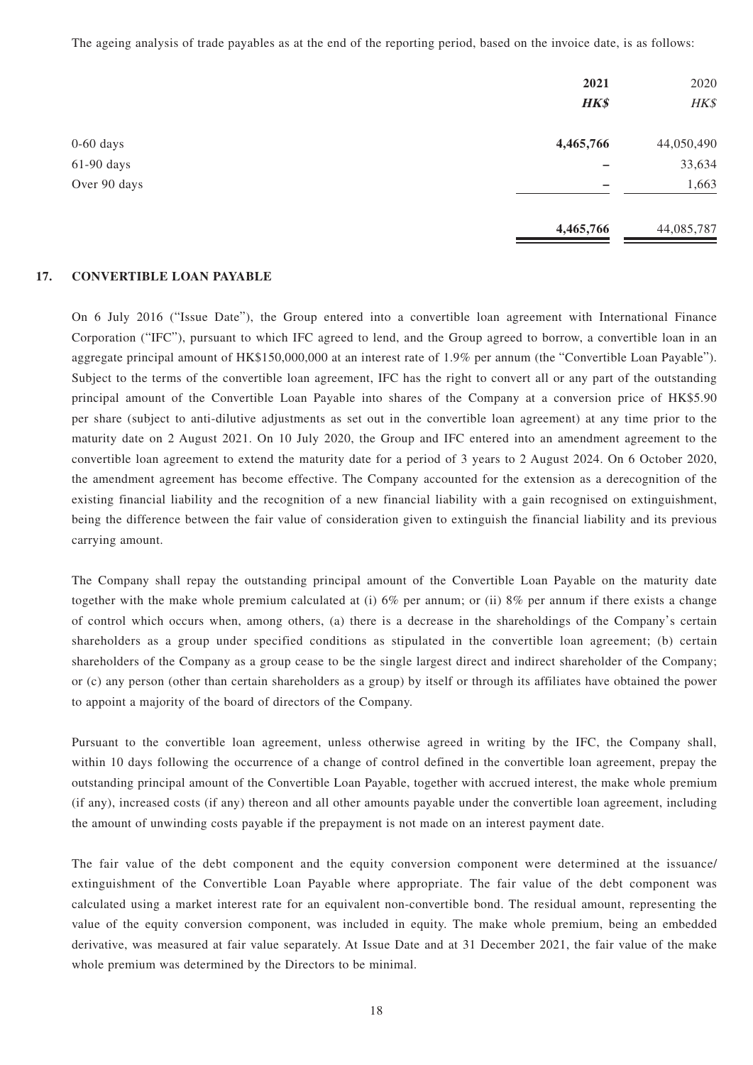The ageing analysis of trade payables as at the end of the reporting period, based on the invoice date, is as follows:

| | **2021** | 2020 |
|---|---|---|
| | ***HK$*** | *HK$* |
| 0-60 days | **4,465,766** | 44,050,490 |
| 61-90 days | **–** | 33,634 |
| Over 90 days | **–** | 1,663 |
| | **4,465,766** | 44,085,787 |

## 17. CONVERTIBLE LOAN PAYABLE

On 6 July 2016 ("Issue Date"), the Group entered into a convertible loan agreement with International Finance Corporation ("IFC"), pursuant to which IFC agreed to lend, and the Group agreed to borrow, a convertible loan in an aggregate principal amount of HK$150,000,000 at an interest rate of 1.9% per annum (the "Convertible Loan Payable"). Subject to the terms of the convertible loan agreement, IFC has the right to convert all or any part of the outstanding principal amount of the Convertible Loan Payable into shares of the Company at a conversion price of HK$5.90 per share (subject to anti-dilutive adjustments as set out in the convertible loan agreement) at any time prior to the maturity date on 2 August 2021. On 10 July 2020, the Group and IFC entered into an amendment agreement to the convertible loan agreement to extend the maturity date for a period of 3 years to 2 August 2024. On 6 October 2020, the amendment agreement has become effective. The Company accounted for the extension as a derecognition of the existing financial liability and the recognition of a new financial liability with a gain recognised on extinguishment, being the difference between the fair value of consideration given to extinguish the financial liability and its previous carrying amount.

The Company shall repay the outstanding principal amount of the Convertible Loan Payable on the maturity date together with the make whole premium calculated at (i) 6% per annum; or (ii) 8% per annum if there exists a change of control which occurs when, among others, (a) there is a decrease in the shareholdings of the Company's certain shareholders as a group under specified conditions as stipulated in the convertible loan agreement; (b) certain shareholders of the Company as a group cease to be the single largest direct and indirect shareholder of the Company; or (c) any person (other than certain shareholders as a group) by itself or through its affiliates have obtained the power to appoint a majority of the board of directors of the Company.

Pursuant to the convertible loan agreement, unless otherwise agreed in writing by the IFC, the Company shall, within 10 days following the occurrence of a change of control defined in the convertible loan agreement, prepay the outstanding principal amount of the Convertible Loan Payable, together with accrued interest, the make whole premium (if any), increased costs (if any) thereon and all other amounts payable under the convertible loan agreement, including the amount of unwinding costs payable if the prepayment is not made on an interest payment date.

The fair value of the debt component and the equity conversion component were determined at the issuance/extinguishment of the Convertible Loan Payable where appropriate. The fair value of the debt component was calculated using a market interest rate for an equivalent non-convertible bond. The residual amount, representing the value of the equity conversion component, was included in equity. The make whole premium, being an embedded derivative, was measured at fair value separately. At Issue Date and at 31 December 2021, the fair value of the make whole premium was determined by the Directors to be minimal.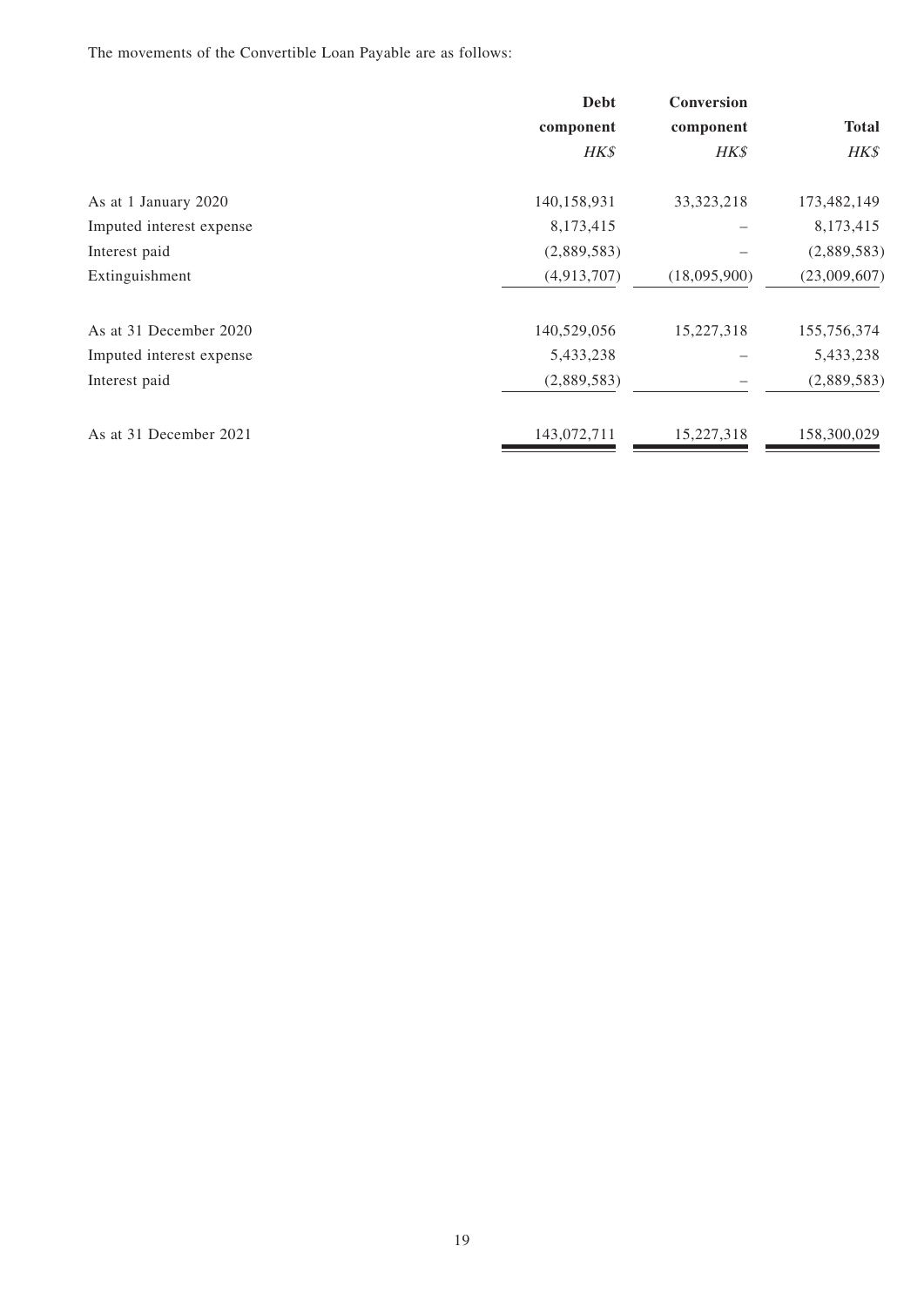The movements of the Convertible Loan Payable are as follows:

| | Debt component | Conversion component | Total |
|---|---|---|---|
| | *HK$* | *HK$* | *HK$* |
| As at 1 January 2020 | 140,158,931 | 33,323,218 | 173,482,149 |
| Imputed interest expense | 8,173,415 | – | 8,173,415 |
| Interest paid | (2,889,583) | – | (2,889,583) |
| Extinguishment | (4,913,707) | (18,095,900) | (23,009,607) |
| As at 31 December 2020 | 140,529,056 | 15,227,318 | 155,756,374 |
| Imputed interest expense | 5,433,238 | – | 5,433,238 |
| Interest paid | (2,889,583) | – | (2,889,583) |
| As at 31 December 2021 | 143,072,711 | 15,227,318 | 158,300,029 |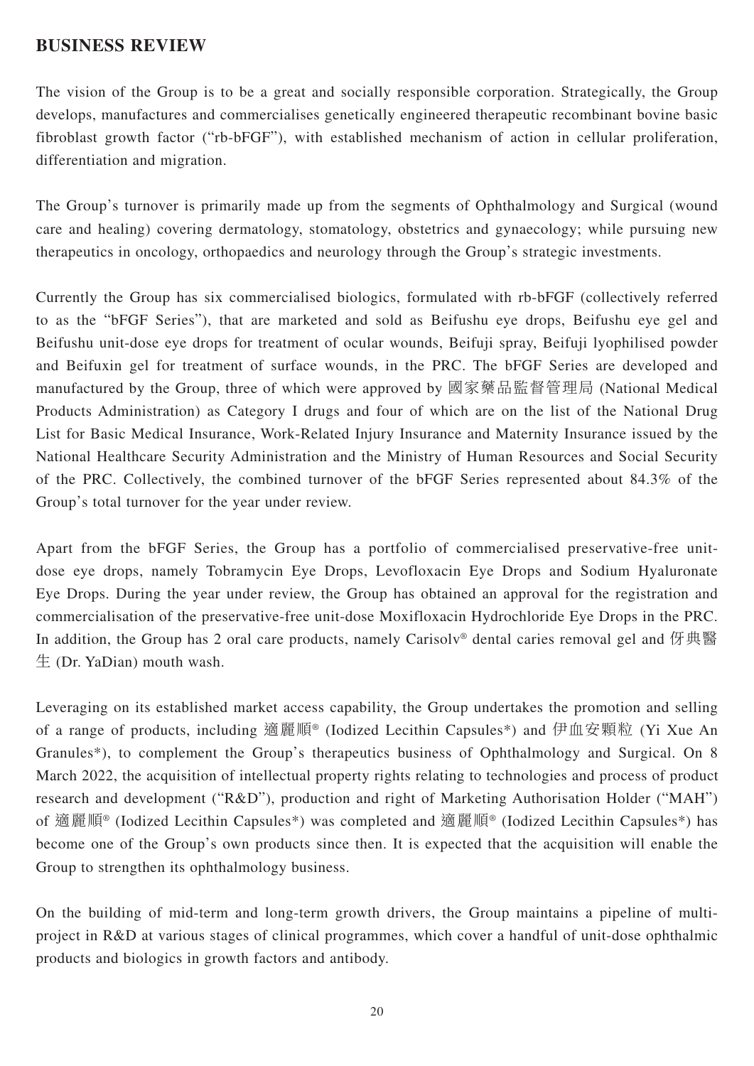## BUSINESS REVIEW

The vision of the Group is to be a great and socially responsible corporation. Strategically, the Group develops, manufactures and commercialises genetically engineered therapeutic recombinant bovine basic fibroblast growth factor ("rb-bFGF"), with established mechanism of action in cellular proliferation, differentiation and migration.

The Group's turnover is primarily made up from the segments of Ophthalmology and Surgical (wound care and healing) covering dermatology, stomatology, obstetrics and gynaecology; while pursuing new therapeutics in oncology, orthopaedics and neurology through the Group's strategic investments.

Currently the Group has six commercialised biologics, formulated with rb-bFGF (collectively referred to as the "bFGF Series"), that are marketed and sold as Beifushu eye drops, Beifushu eye gel and Beifushu unit-dose eye drops for treatment of ocular wounds, Beifuji spray, Beifuji lyophilised powder and Beifuxin gel for treatment of surface wounds, in the PRC. The bFGF Series are developed and manufactured by the Group, three of which were approved by 國家藥品監督管理局 (National Medical Products Administration) as Category I drugs and four of which are on the list of the National Drug List for Basic Medical Insurance, Work-Related Injury Insurance and Maternity Insurance issued by the National Healthcare Security Administration and the Ministry of Human Resources and Social Security of the PRC. Collectively, the combined turnover of the bFGF Series represented about 84.3% of the Group's total turnover for the year under review.

Apart from the bFGF Series, the Group has a portfolio of commercialised preservative-free unit-dose eye drops, namely Tobramycin Eye Drops, Levofloxacin Eye Drops and Sodium Hyaluronate Eye Drops. During the year under review, the Group has obtained an approval for the registration and commercialisation of the preservative-free unit-dose Moxifloxacin Hydrochloride Eye Drops in the PRC. In addition, the Group has 2 oral care products, namely Carisolv® dental caries removal gel and 伢典醫生 (Dr. YaDian) mouth wash.

Leveraging on its established market access capability, the Group undertakes the promotion and selling of a range of products, including 適麗順® (Iodized Lecithin Capsules*) and 伊血安顆粒 (Yi Xue An Granules*), to complement the Group's therapeutics business of Ophthalmology and Surgical. On 8 March 2022, the acquisition of intellectual property rights relating to technologies and process of product research and development ("R&D"), production and right of Marketing Authorisation Holder ("MAH") of 適麗順® (Iodized Lecithin Capsules*) was completed and 適麗順® (Iodized Lecithin Capsules*) has become one of the Group's own products since then. It is expected that the acquisition will enable the Group to strengthen its ophthalmology business.

On the building of mid-term and long-term growth drivers, the Group maintains a pipeline of multi-project in R&D at various stages of clinical programmes, which cover a handful of unit-dose ophthalmic products and biologics in growth factors and antibody.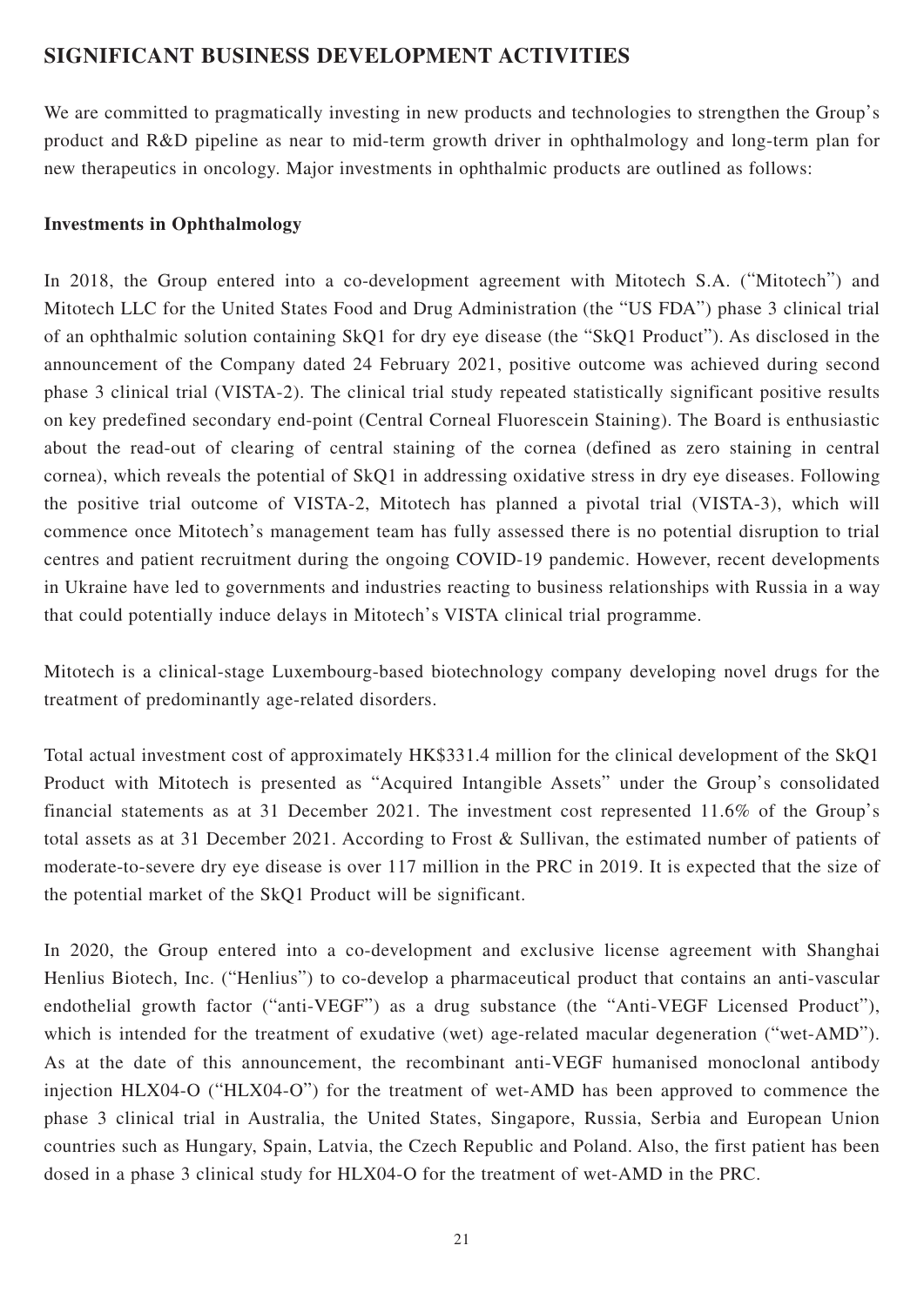## SIGNIFICANT BUSINESS DEVELOPMENT ACTIVITIES

We are committed to pragmatically investing in new products and technologies to strengthen the Group's product and R&D pipeline as near to mid-term growth driver in ophthalmology and long-term plan for new therapeutics in oncology. Major investments in ophthalmic products are outlined as follows:

### Investments in Ophthalmology

In 2018, the Group entered into a co-development agreement with Mitotech S.A. ("Mitotech") and Mitotech LLC for the United States Food and Drug Administration (the "US FDA") phase 3 clinical trial of an ophthalmic solution containing SkQ1 for dry eye disease (the "SkQ1 Product"). As disclosed in the announcement of the Company dated 24 February 2021, positive outcome was achieved during second phase 3 clinical trial (VISTA-2). The clinical trial study repeated statistically significant positive results on key predefined secondary end-point (Central Corneal Fluorescein Staining). The Board is enthusiastic about the read-out of clearing of central staining of the cornea (defined as zero staining in central cornea), which reveals the potential of SkQ1 in addressing oxidative stress in dry eye diseases. Following the positive trial outcome of VISTA-2, Mitotech has planned a pivotal trial (VISTA-3), which will commence once Mitotech's management team has fully assessed there is no potential disruption to trial centres and patient recruitment during the ongoing COVID-19 pandemic. However, recent developments in Ukraine have led to governments and industries reacting to business relationships with Russia in a way that could potentially induce delays in Mitotech's VISTA clinical trial programme.

Mitotech is a clinical-stage Luxembourg-based biotechnology company developing novel drugs for the treatment of predominantly age-related disorders.

Total actual investment cost of approximately HK$331.4 million for the clinical development of the SkQ1 Product with Mitotech is presented as "Acquired Intangible Assets" under the Group's consolidated financial statements as at 31 December 2021. The investment cost represented 11.6% of the Group's total assets as at 31 December 2021. According to Frost & Sullivan, the estimated number of patients of moderate-to-severe dry eye disease is over 117 million in the PRC in 2019. It is expected that the size of the potential market of the SkQ1 Product will be significant.

In 2020, the Group entered into a co-development and exclusive license agreement with Shanghai Henlius Biotech, Inc. ("Henlius") to co-develop a pharmaceutical product that contains an anti-vascular endothelial growth factor ("anti-VEGF") as a drug substance (the "Anti-VEGF Licensed Product"), which is intended for the treatment of exudative (wet) age-related macular degeneration ("wet-AMD"). As at the date of this announcement, the recombinant anti-VEGF humanised monoclonal antibody injection HLX04-O ("HLX04-O") for the treatment of wet-AMD has been approved to commence the phase 3 clinical trial in Australia, the United States, Singapore, Russia, Serbia and European Union countries such as Hungary, Spain, Latvia, the Czech Republic and Poland. Also, the first patient has been dosed in a phase 3 clinical study for HLX04-O for the treatment of wet-AMD in the PRC.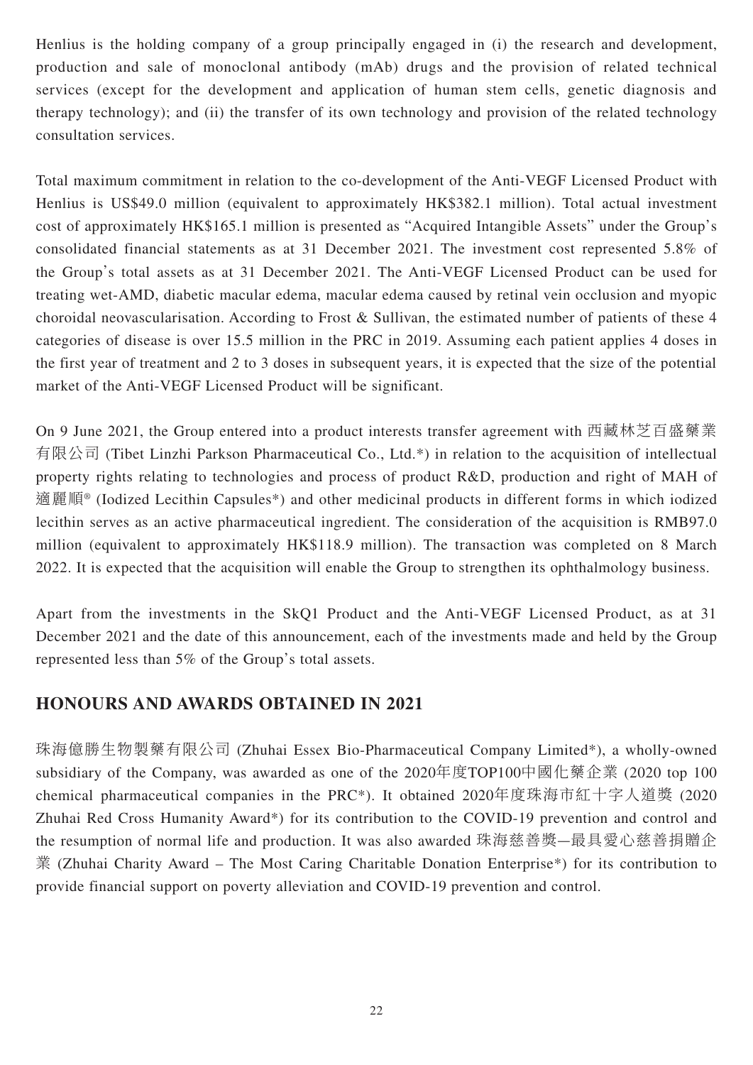Henlius is the holding company of a group principally engaged in (i) the research and development, production and sale of monoclonal antibody (mAb) drugs and the provision of related technical services (except for the development and application of human stem cells, genetic diagnosis and therapy technology); and (ii) the transfer of its own technology and provision of the related technology consultation services.

Total maximum commitment in relation to the co-development of the Anti-VEGF Licensed Product with Henlius is US$49.0 million (equivalent to approximately HK$382.1 million). Total actual investment cost of approximately HK$165.1 million is presented as "Acquired Intangible Assets" under the Group's consolidated financial statements as at 31 December 2021. The investment cost represented 5.8% of the Group's total assets as at 31 December 2021. The Anti-VEGF Licensed Product can be used for treating wet-AMD, diabetic macular edema, macular edema caused by retinal vein occlusion and myopic choroidal neovascularisation. According to Frost & Sullivan, the estimated number of patients of these 4 categories of disease is over 15.5 million in the PRC in 2019. Assuming each patient applies 4 doses in the first year of treatment and 2 to 3 doses in subsequent years, it is expected that the size of the potential market of the Anti-VEGF Licensed Product will be significant.

On 9 June 2021, the Group entered into a product interests transfer agreement with 西藏林芝百盛藥業有限公司 (Tibet Linzhi Parkson Pharmaceutical Co., Ltd.*) in relation to the acquisition of intellectual property rights relating to technologies and process of product R&D, production and right of MAH of 適麗順® (Iodized Lecithin Capsules*) and other medicinal products in different forms in which iodized lecithin serves as an active pharmaceutical ingredient. The consideration of the acquisition is RMB97.0 million (equivalent to approximately HK$118.9 million). The transaction was completed on 8 March 2022. It is expected that the acquisition will enable the Group to strengthen its ophthalmology business.

Apart from the investments in the SkQ1 Product and the Anti-VEGF Licensed Product, as at 31 December 2021 and the date of this announcement, each of the investments made and held by the Group represented less than 5% of the Group's total assets.

## HONOURS AND AWARDS OBTAINED IN 2021

珠海億勝生物製藥有限公司 (Zhuhai Essex Bio-Pharmaceutical Company Limited*), a wholly-owned subsidiary of the Company, was awarded as one of the 2020年度TOP100中國化藥企業 (2020 top 100 chemical pharmaceutical companies in the PRC*). It obtained 2020年度珠海市紅十字人道獎 (2020 Zhuhai Red Cross Humanity Award*) for its contribution to the COVID-19 prevention and control and the resumption of normal life and production. It was also awarded 珠海慈善獎—最具愛心慈善捐贈企業 (Zhuhai Charity Award – The Most Caring Charitable Donation Enterprise*) for its contribution to provide financial support on poverty alleviation and COVID-19 prevention and control.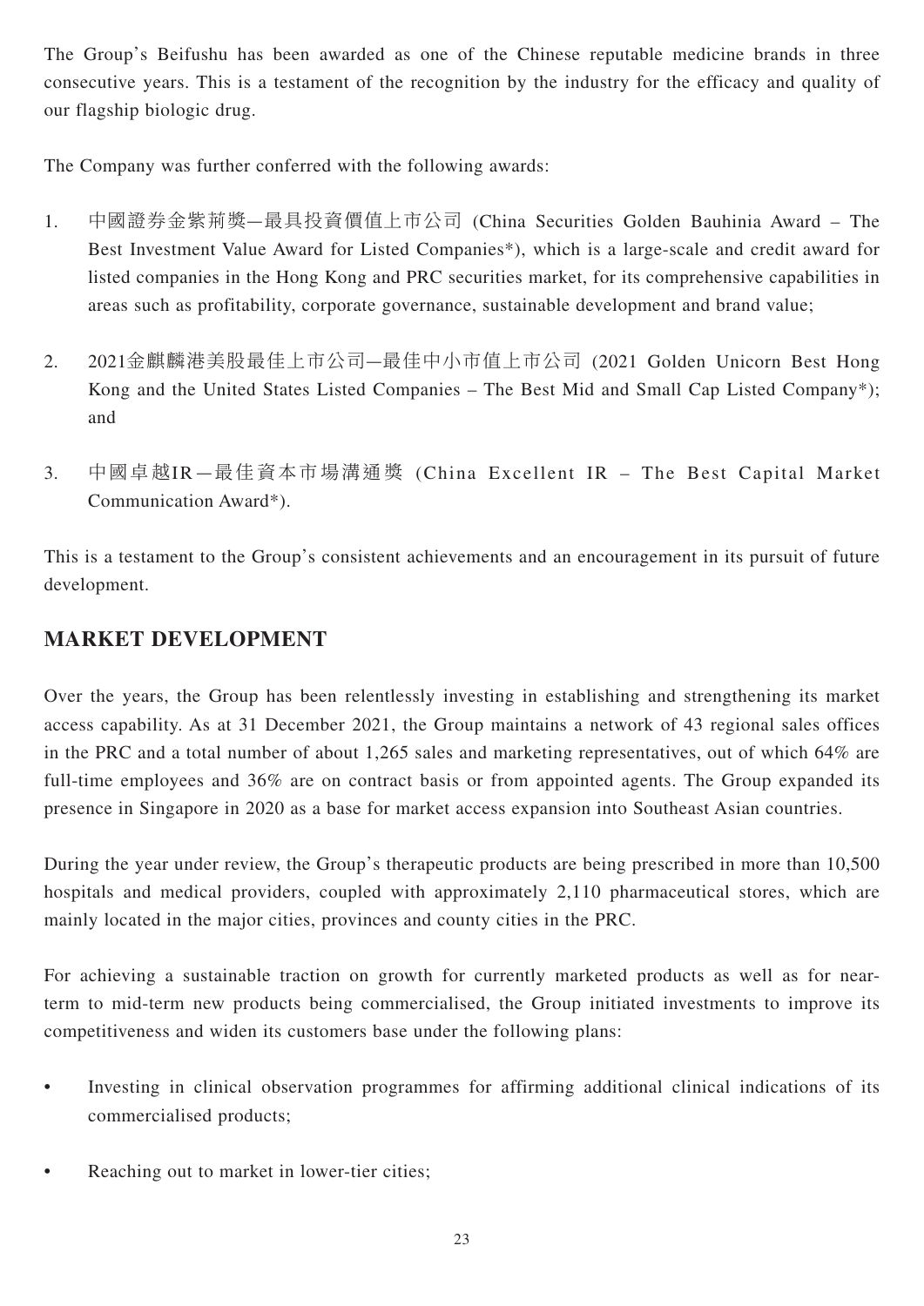The Group's Beifushu has been awarded as one of the Chinese reputable medicine brands in three consecutive years. This is a testament of the recognition by the industry for the efficacy and quality of our flagship biologic drug.

The Company was further conferred with the following awards:

1. 中國證券金紫荊獎—最具投資價值上市公司 (China Securities Golden Bauhinia Award – The Best Investment Value Award for Listed Companies*), which is a large-scale and credit award for listed companies in the Hong Kong and PRC securities market, for its comprehensive capabilities in areas such as profitability, corporate governance, sustainable development and brand value;

2. 2021金麒麟港美股最佳上市公司—最佳中小市值上市公司 (2021 Golden Unicorn Best Hong Kong and the United States Listed Companies – The Best Mid and Small Cap Listed Company*); and

3. 中國卓越IR—最佳資本市場溝通獎 (China Excellent IR – The Best Capital Market Communication Award*).

This is a testament to the Group's consistent achievements and an encouragement in its pursuit of future development.

## MARKET DEVELOPMENT

Over the years, the Group has been relentlessly investing in establishing and strengthening its market access capability. As at 31 December 2021, the Group maintains a network of 43 regional sales offices in the PRC and a total number of about 1,265 sales and marketing representatives, out of which 64% are full-time employees and 36% are on contract basis or from appointed agents. The Group expanded its presence in Singapore in 2020 as a base for market access expansion into Southeast Asian countries.

During the year under review, the Group's therapeutic products are being prescribed in more than 10,500 hospitals and medical providers, coupled with approximately 2,110 pharmaceutical stores, which are mainly located in the major cities, provinces and county cities in the PRC.

For achieving a sustainable traction on growth for currently marketed products as well as for near-term to mid-term new products being commercialised, the Group initiated investments to improve its competitiveness and widen its customers base under the following plans:

- Investing in clinical observation programmes for affirming additional clinical indications of its commercialised products;
- Reaching out to market in lower-tier cities;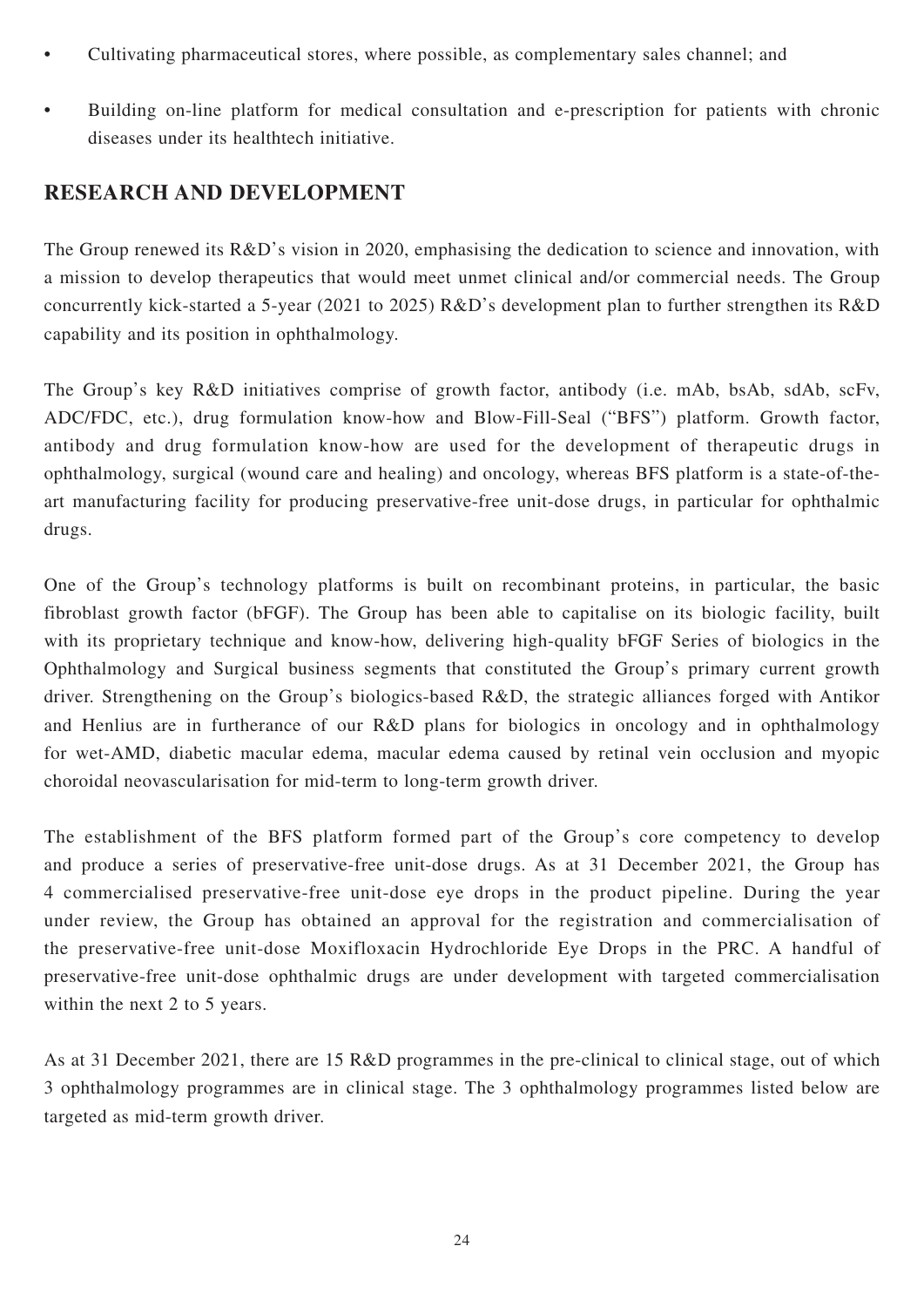- Cultivating pharmaceutical stores, where possible, as complementary sales channel; and
- Building on-line platform for medical consultation and e-prescription for patients with chronic diseases under its healthtech initiative.

## RESEARCH AND DEVELOPMENT

The Group renewed its R&D's vision in 2020, emphasising the dedication to science and innovation, with a mission to develop therapeutics that would meet unmet clinical and/or commercial needs. The Group concurrently kick-started a 5-year (2021 to 2025) R&D's development plan to further strengthen its R&D capability and its position in ophthalmology.

The Group's key R&D initiatives comprise of growth factor, antibody (i.e. mAb, bsAb, sdAb, scFv, ADC/FDC, etc.), drug formulation know-how and Blow-Fill-Seal ("BFS") platform. Growth factor, antibody and drug formulation know-how are used for the development of therapeutic drugs in ophthalmology, surgical (wound care and healing) and oncology, whereas BFS platform is a state-of-the-art manufacturing facility for producing preservative-free unit-dose drugs, in particular for ophthalmic drugs.

One of the Group's technology platforms is built on recombinant proteins, in particular, the basic fibroblast growth factor (bFGF). The Group has been able to capitalise on its biologic facility, built with its proprietary technique and know-how, delivering high-quality bFGF Series of biologics in the Ophthalmology and Surgical business segments that constituted the Group's primary current growth driver. Strengthening on the Group's biologics-based R&D, the strategic alliances forged with Antikor and Henlius are in furtherance of our R&D plans for biologics in oncology and in ophthalmology for wet-AMD, diabetic macular edema, macular edema caused by retinal vein occlusion and myopic choroidal neovascularisation for mid-term to long-term growth driver.

The establishment of the BFS platform formed part of the Group's core competency to develop and produce a series of preservative-free unit-dose drugs. As at 31 December 2021, the Group has 4 commercialised preservative-free unit-dose eye drops in the product pipeline. During the year under review, the Group has obtained an approval for the registration and commercialisation of the preservative-free unit-dose Moxifloxacin Hydrochloride Eye Drops in the PRC. A handful of preservative-free unit-dose ophthalmic drugs are under development with targeted commercialisation within the next 2 to 5 years.

As at 31 December 2021, there are 15 R&D programmes in the pre-clinical to clinical stage, out of which 3 ophthalmology programmes are in clinical stage. The 3 ophthalmology programmes listed below are targeted as mid-term growth driver.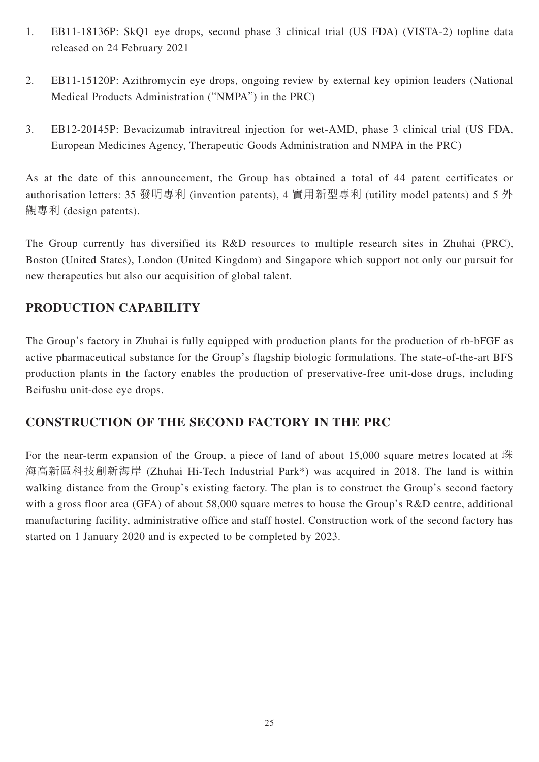1. EB11-18136P: SkQ1 eye drops, second phase 3 clinical trial (US FDA) (VISTA-2) topline data released on 24 February 2021

2. EB11-15120P: Azithromycin eye drops, ongoing review by external key opinion leaders (National Medical Products Administration ("NMPA") in the PRC)

3. EB12-20145P: Bevacizumab intravitreal injection for wet-AMD, phase 3 clinical trial (US FDA, European Medicines Agency, Therapeutic Goods Administration and NMPA in the PRC)

As at the date of this announcement, the Group has obtained a total of 44 patent certificates or authorisation letters: 35 發明專利 (invention patents), 4 實用新型專利 (utility model patents) and 5 外觀專利 (design patents).

The Group currently has diversified its R&D resources to multiple research sites in Zhuhai (PRC), Boston (United States), London (United Kingdom) and Singapore which support not only our pursuit for new therapeutics but also our acquisition of global talent.

## PRODUCTION CAPABILITY

The Group's factory in Zhuhai is fully equipped with production plants for the production of rb-bFGF as active pharmaceutical substance for the Group's flagship biologic formulations. The state-of-the-art BFS production plants in the factory enables the production of preservative-free unit-dose drugs, including Beifushu unit-dose eye drops.

## CONSTRUCTION OF THE SECOND FACTORY IN THE PRC

For the near-term expansion of the Group, a piece of land of about 15,000 square metres located at 珠海高新區科技創新海岸 (Zhuhai Hi-Tech Industrial Park*) was acquired in 2018. The land is within walking distance from the Group's existing factory. The plan is to construct the Group's second factory with a gross floor area (GFA) of about 58,000 square metres to house the Group's R&D centre, additional manufacturing facility, administrative office and staff hostel. Construction work of the second factory has started on 1 January 2020 and is expected to be completed by 2023.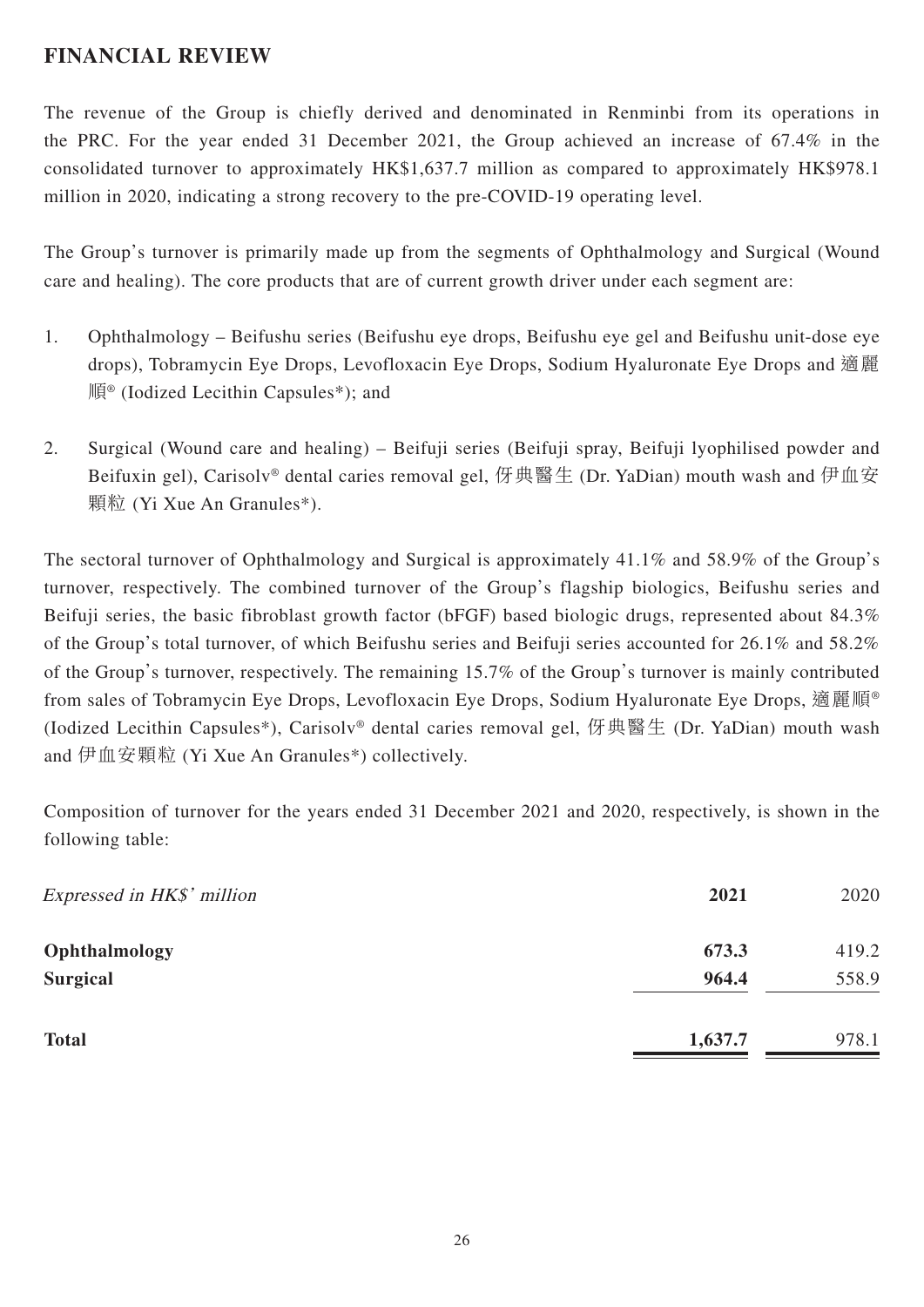## FINANCIAL REVIEW

The revenue of the Group is chiefly derived and denominated in Renminbi from its operations in the PRC. For the year ended 31 December 2021, the Group achieved an increase of 67.4% in the consolidated turnover to approximately HK$1,637.7 million as compared to approximately HK$978.1 million in 2020, indicating a strong recovery to the pre-COVID-19 operating level.

The Group's turnover is primarily made up from the segments of Ophthalmology and Surgical (Wound care and healing). The core products that are of current growth driver under each segment are:

1. Ophthalmology – Beifushu series (Beifushu eye drops, Beifushu eye gel and Beifushu unit-dose eye drops), Tobramycin Eye Drops, Levofloxacin Eye Drops, Sodium Hyaluronate Eye Drops and 適麗順® (Iodized Lecithin Capsules*); and

2. Surgical (Wound care and healing) – Beifuji series (Beifuji spray, Beifuji lyophilised powder and Beifuxin gel), Carisolv® dental caries removal gel, 伢典醫生 (Dr. YaDian) mouth wash and 伊血安顆粒 (Yi Xue An Granules*).

The sectoral turnover of Ophthalmology and Surgical is approximately 41.1% and 58.9% of the Group's turnover, respectively. The combined turnover of the Group's flagship biologics, Beifushu series and Beifuji series, the basic fibroblast growth factor (bFGF) based biologic drugs, represented about 84.3% of the Group's total turnover, of which Beifushu series and Beifuji series accounted for 26.1% and 58.2% of the Group's turnover, respectively. The remaining 15.7% of the Group's turnover is mainly contributed from sales of Tobramycin Eye Drops, Levofloxacin Eye Drops, Sodium Hyaluronate Eye Drops, 適麗順® (Iodized Lecithin Capsules*), Carisolv® dental caries removal gel, 伢典醫生 (Dr. YaDian) mouth wash and 伊血安顆粒 (Yi Xue An Granules*) collectively.

Composition of turnover for the years ended 31 December 2021 and 2020, respectively, is shown in the following table:

| *Expressed in HK$' million* | **2021** | 2020 |
|---|---|---|
| **Ophthalmology** | **673.3** | 419.2 |
| **Surgical** | **964.4** | 558.9 |
| **Total** | **1,637.7** | 978.1 |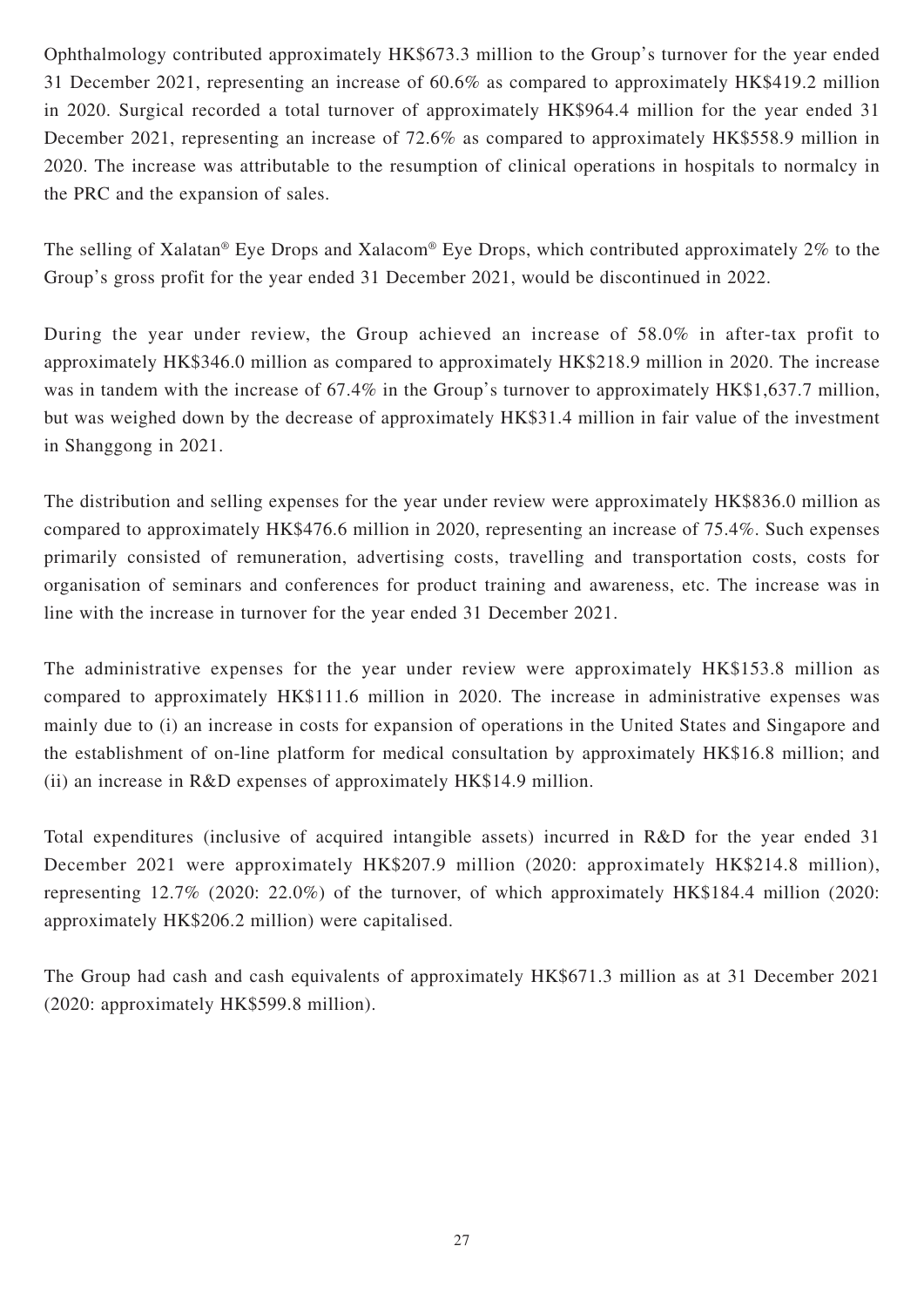Ophthalmology contributed approximately HK$673.3 million to the Group's turnover for the year ended 31 December 2021, representing an increase of 60.6% as compared to approximately HK$419.2 million in 2020. Surgical recorded a total turnover of approximately HK$964.4 million for the year ended 31 December 2021, representing an increase of 72.6% as compared to approximately HK$558.9 million in 2020. The increase was attributable to the resumption of clinical operations in hospitals to normalcy in the PRC and the expansion of sales.

The selling of Xalatan® Eye Drops and Xalacom® Eye Drops, which contributed approximately 2% to the Group's gross profit for the year ended 31 December 2021, would be discontinued in 2022.

During the year under review, the Group achieved an increase of 58.0% in after-tax profit to approximately HK$346.0 million as compared to approximately HK$218.9 million in 2020. The increase was in tandem with the increase of 67.4% in the Group's turnover to approximately HK$1,637.7 million, but was weighed down by the decrease of approximately HK$31.4 million in fair value of the investment in Shanggong in 2021.

The distribution and selling expenses for the year under review were approximately HK$836.0 million as compared to approximately HK$476.6 million in 2020, representing an increase of 75.4%. Such expenses primarily consisted of remuneration, advertising costs, travelling and transportation costs, costs for organisation of seminars and conferences for product training and awareness, etc. The increase was in line with the increase in turnover for the year ended 31 December 2021.

The administrative expenses for the year under review were approximately HK$153.8 million as compared to approximately HK$111.6 million in 2020. The increase in administrative expenses was mainly due to (i) an increase in costs for expansion of operations in the United States and Singapore and the establishment of on-line platform for medical consultation by approximately HK$16.8 million; and (ii) an increase in R&D expenses of approximately HK$14.9 million.

Total expenditures (inclusive of acquired intangible assets) incurred in R&D for the year ended 31 December 2021 were approximately HK$207.9 million (2020: approximately HK$214.8 million), representing 12.7% (2020: 22.0%) of the turnover, of which approximately HK$184.4 million (2020: approximately HK$206.2 million) were capitalised.

The Group had cash and cash equivalents of approximately HK$671.3 million as at 31 December 2021 (2020: approximately HK$599.8 million).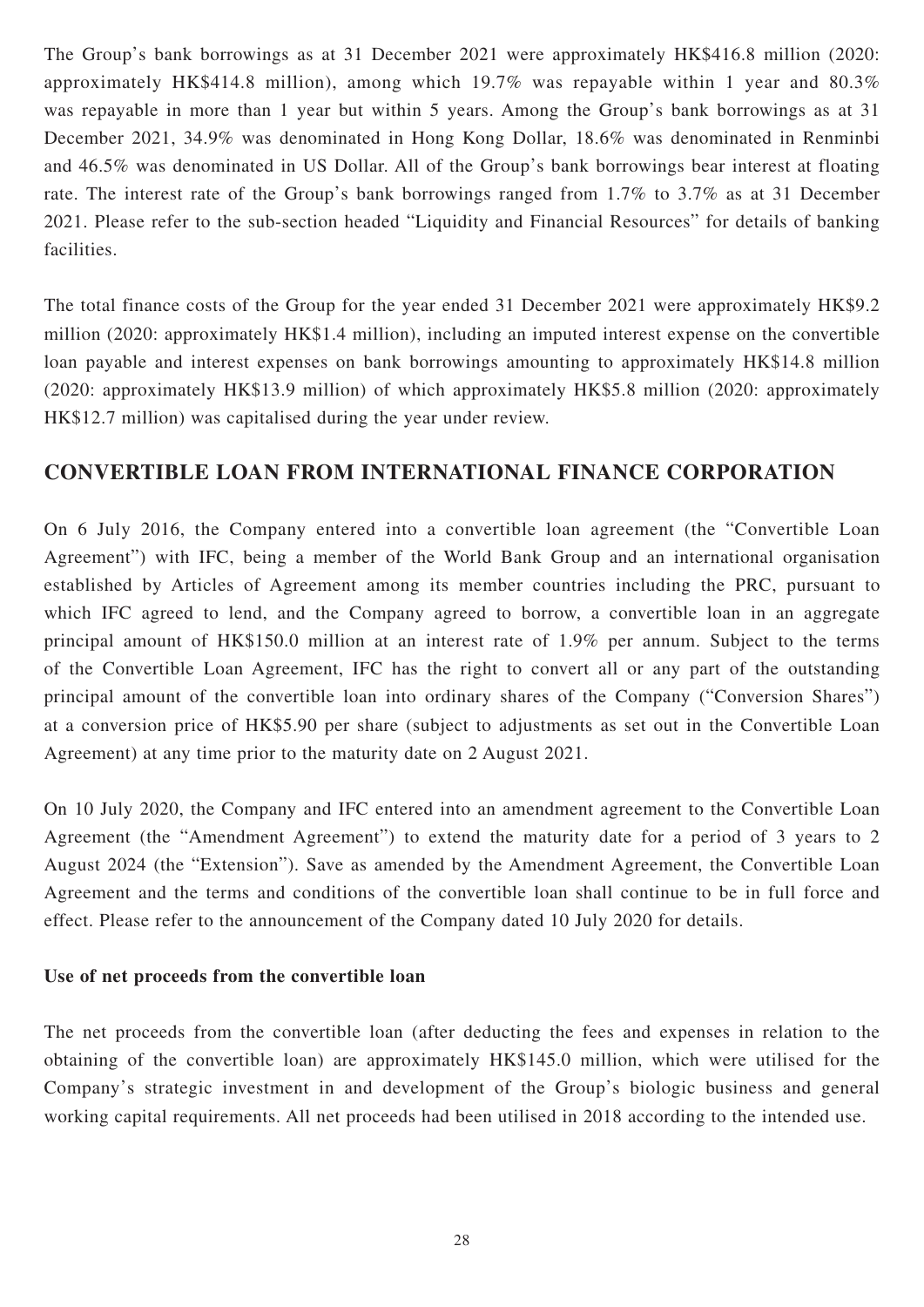The Group's bank borrowings as at 31 December 2021 were approximately HK$416.8 million (2020: approximately HK$414.8 million), among which 19.7% was repayable within 1 year and 80.3% was repayable in more than 1 year but within 5 years. Among the Group's bank borrowings as at 31 December 2021, 34.9% was denominated in Hong Kong Dollar, 18.6% was denominated in Renminbi and 46.5% was denominated in US Dollar. All of the Group's bank borrowings bear interest at floating rate. The interest rate of the Group's bank borrowings ranged from 1.7% to 3.7% as at 31 December 2021. Please refer to the sub-section headed "Liquidity and Financial Resources" for details of banking facilities.

The total finance costs of the Group for the year ended 31 December 2021 were approximately HK$9.2 million (2020: approximately HK$1.4 million), including an imputed interest expense on the convertible loan payable and interest expenses on bank borrowings amounting to approximately HK$14.8 million (2020: approximately HK$13.9 million) of which approximately HK$5.8 million (2020: approximately HK$12.7 million) was capitalised during the year under review.

## CONVERTIBLE LOAN FROM INTERNATIONAL FINANCE CORPORATION

On 6 July 2016, the Company entered into a convertible loan agreement (the "Convertible Loan Agreement") with IFC, being a member of the World Bank Group and an international organisation established by Articles of Agreement among its member countries including the PRC, pursuant to which IFC agreed to lend, and the Company agreed to borrow, a convertible loan in an aggregate principal amount of HK$150.0 million at an interest rate of 1.9% per annum. Subject to the terms of the Convertible Loan Agreement, IFC has the right to convert all or any part of the outstanding principal amount of the convertible loan into ordinary shares of the Company ("Conversion Shares") at a conversion price of HK$5.90 per share (subject to adjustments as set out in the Convertible Loan Agreement) at any time prior to the maturity date on 2 August 2021.

On 10 July 2020, the Company and IFC entered into an amendment agreement to the Convertible Loan Agreement (the "Amendment Agreement") to extend the maturity date for a period of 3 years to 2 August 2024 (the "Extension"). Save as amended by the Amendment Agreement, the Convertible Loan Agreement and the terms and conditions of the convertible loan shall continue to be in full force and effect. Please refer to the announcement of the Company dated 10 July 2020 for details.

**Use of net proceeds from the convertible loan**

The net proceeds from the convertible loan (after deducting the fees and expenses in relation to the obtaining of the convertible loan) are approximately HK$145.0 million, which were utilised for the Company's strategic investment in and development of the Group's biologic business and general working capital requirements. All net proceeds had been utilised in 2018 according to the intended use.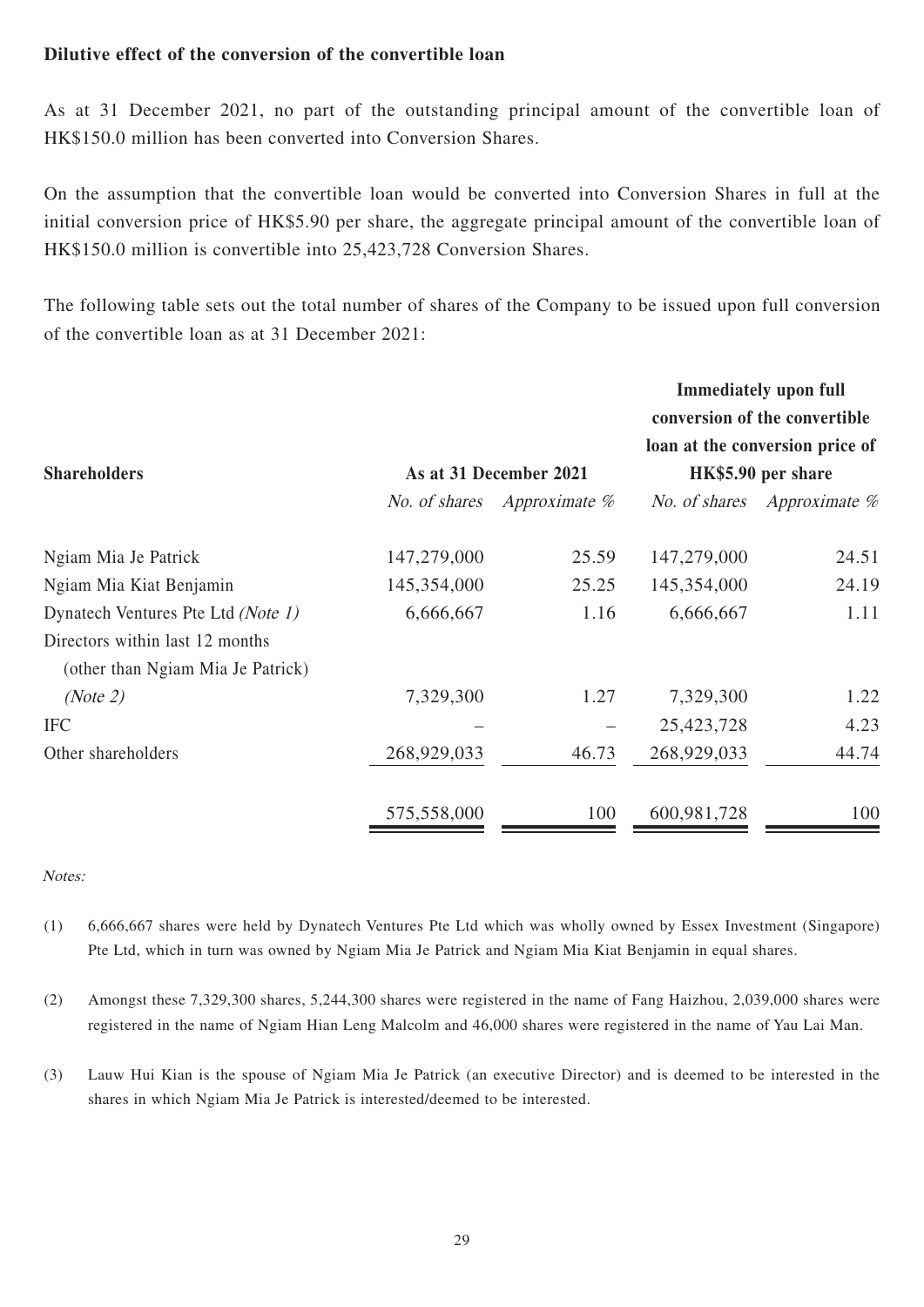**Dilutive effect of the conversion of the convertible loan**

As at 31 December 2021, no part of the outstanding principal amount of the convertible loan of HK$150.0 million has been converted into Conversion Shares.

On the assumption that the convertible loan would be converted into Conversion Shares in full at the initial conversion price of HK$5.90 per share, the aggregate principal amount of the convertible loan of HK$150.0 million is convertible into 25,423,728 Conversion Shares.

The following table sets out the total number of shares of the Company to be issued upon full conversion of the convertible loan as at 31 December 2021:

| Shareholders | As at 31 December 2021 | | Immediately upon full conversion of the convertible loan at the conversion price of HK$5.90 per share | |
|---|---|---|---|---|
| | *No. of shares* | *Approximate %* | *No. of shares* | *Approximate %* |
| Ngiam Mia Je Patrick | 147,279,000 | 25.59 | 147,279,000 | 24.51 |
| Ngiam Mia Kiat Benjamin | 145,354,000 | 25.25 | 145,354,000 | 24.19 |
| Dynatech Ventures Pte Ltd *(Note 1)* | 6,666,667 | 1.16 | 6,666,667 | 1.11 |
| Directors within last 12 months (other than Ngiam Mia Je Patrick) *(Note 2)* | 7,329,300 | 1.27 | 7,329,300 | 1.22 |
| IFC | – | – | 25,423,728 | 4.23 |
| Other shareholders | 268,929,033 | 46.73 | 268,929,033 | 44.74 |
| | 575,558,000 | 100 | 600,981,728 | 100 |

*Notes:*

(1) 6,666,667 shares were held by Dynatech Ventures Pte Ltd which was wholly owned by Essex Investment (Singapore) Pte Ltd, which in turn was owned by Ngiam Mia Je Patrick and Ngiam Mia Kiat Benjamin in equal shares.

(2) Amongst these 7,329,300 shares, 5,244,300 shares were registered in the name of Fang Haizhou, 2,039,000 shares were registered in the name of Ngiam Hian Leng Malcolm and 46,000 shares were registered in the name of Yau Lai Man.

(3) Lauw Hui Kian is the spouse of Ngiam Mia Je Patrick (an executive Director) and is deemed to be interested in the shares in which Ngiam Mia Je Patrick is interested/deemed to be interested.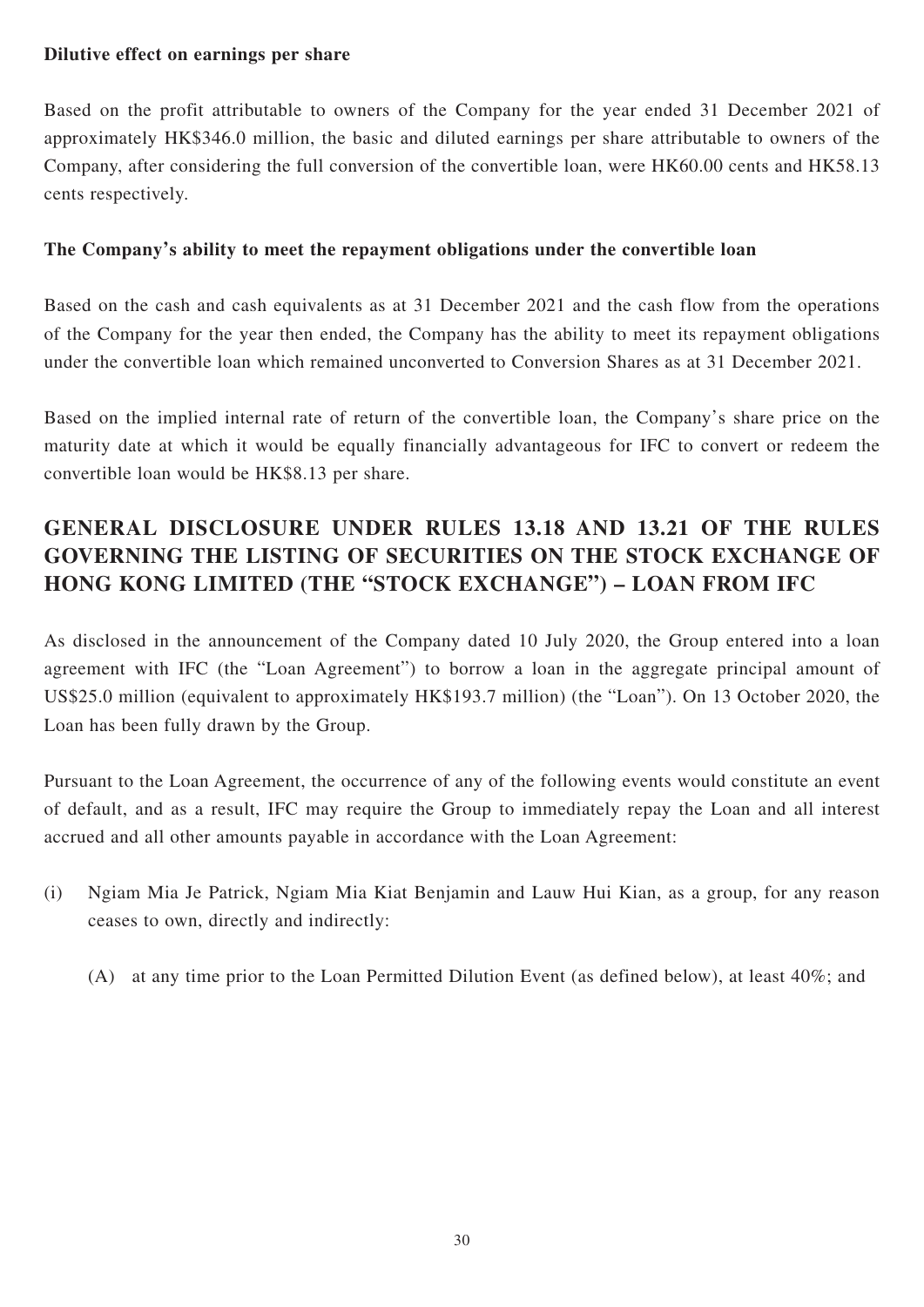**Dilutive effect on earnings per share**

Based on the profit attributable to owners of the Company for the year ended 31 December 2021 of approximately HK$346.0 million, the basic and diluted earnings per share attributable to owners of the Company, after considering the full conversion of the convertible loan, were HK60.00 cents and HK58.13 cents respectively.

**The Company's ability to meet the repayment obligations under the convertible loan**

Based on the cash and cash equivalents as at 31 December 2021 and the cash flow from the operations of the Company for the year then ended, the Company has the ability to meet its repayment obligations under the convertible loan which remained unconverted to Conversion Shares as at 31 December 2021.

Based on the implied internal rate of return of the convertible loan, the Company's share price on the maturity date at which it would be equally financially advantageous for IFC to convert or redeem the convertible loan would be HK$8.13 per share.

## GENERAL DISCLOSURE UNDER RULES 13.18 AND 13.21 OF THE RULES GOVERNING THE LISTING OF SECURITIES ON THE STOCK EXCHANGE OF HONG KONG LIMITED (THE "STOCK EXCHANGE") – LOAN FROM IFC

As disclosed in the announcement of the Company dated 10 July 2020, the Group entered into a loan agreement with IFC (the "Loan Agreement") to borrow a loan in the aggregate principal amount of US$25.0 million (equivalent to approximately HK$193.7 million) (the "Loan"). On 13 October 2020, the Loan has been fully drawn by the Group.

Pursuant to the Loan Agreement, the occurrence of any of the following events would constitute an event of default, and as a result, IFC may require the Group to immediately repay the Loan and all interest accrued and all other amounts payable in accordance with the Loan Agreement:

(i) Ngiam Mia Je Patrick, Ngiam Mia Kiat Benjamin and Lauw Hui Kian, as a group, for any reason ceases to own, directly and indirectly:

 (A) at any time prior to the Loan Permitted Dilution Event (as defined below), at least 40%; and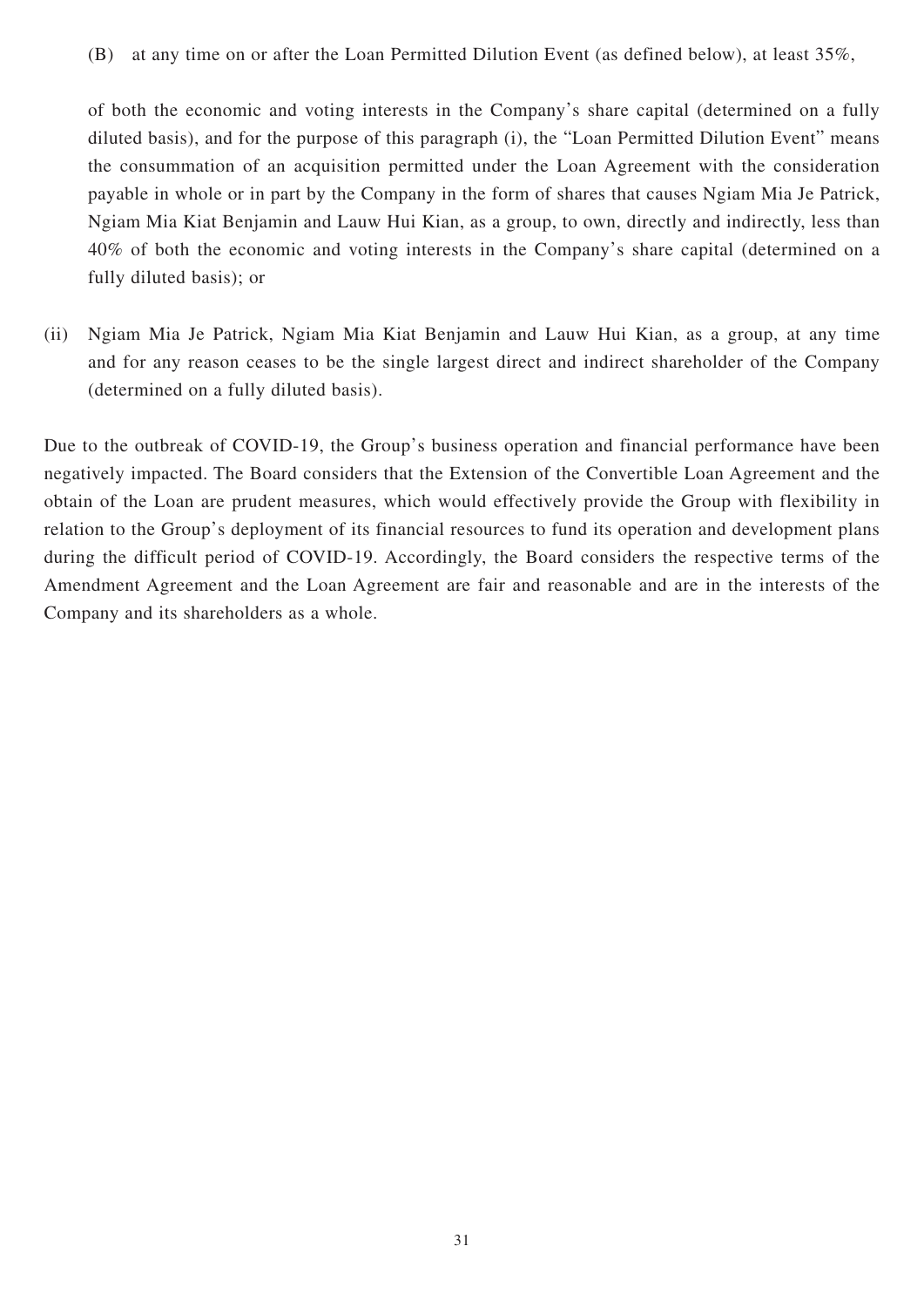(B) at any time on or after the Loan Permitted Dilution Event (as defined below), at least 35%,

of both the economic and voting interests in the Company's share capital (determined on a fully diluted basis), and for the purpose of this paragraph (i), the "Loan Permitted Dilution Event" means the consummation of an acquisition permitted under the Loan Agreement with the consideration payable in whole or in part by the Company in the form of shares that causes Ngiam Mia Je Patrick, Ngiam Mia Kiat Benjamin and Lauw Hui Kian, as a group, to own, directly and indirectly, less than 40% of both the economic and voting interests in the Company's share capital (determined on a fully diluted basis); or

(ii) Ngiam Mia Je Patrick, Ngiam Mia Kiat Benjamin and Lauw Hui Kian, as a group, at any time and for any reason ceases to be the single largest direct and indirect shareholder of the Company (determined on a fully diluted basis).

Due to the outbreak of COVID-19, the Group's business operation and financial performance have been negatively impacted. The Board considers that the Extension of the Convertible Loan Agreement and the obtain of the Loan are prudent measures, which would effectively provide the Group with flexibility in relation to the Group's deployment of its financial resources to fund its operation and development plans during the difficult period of COVID-19. Accordingly, the Board considers the respective terms of the Amendment Agreement and the Loan Agreement are fair and reasonable and are in the interests of the Company and its shareholders as a whole.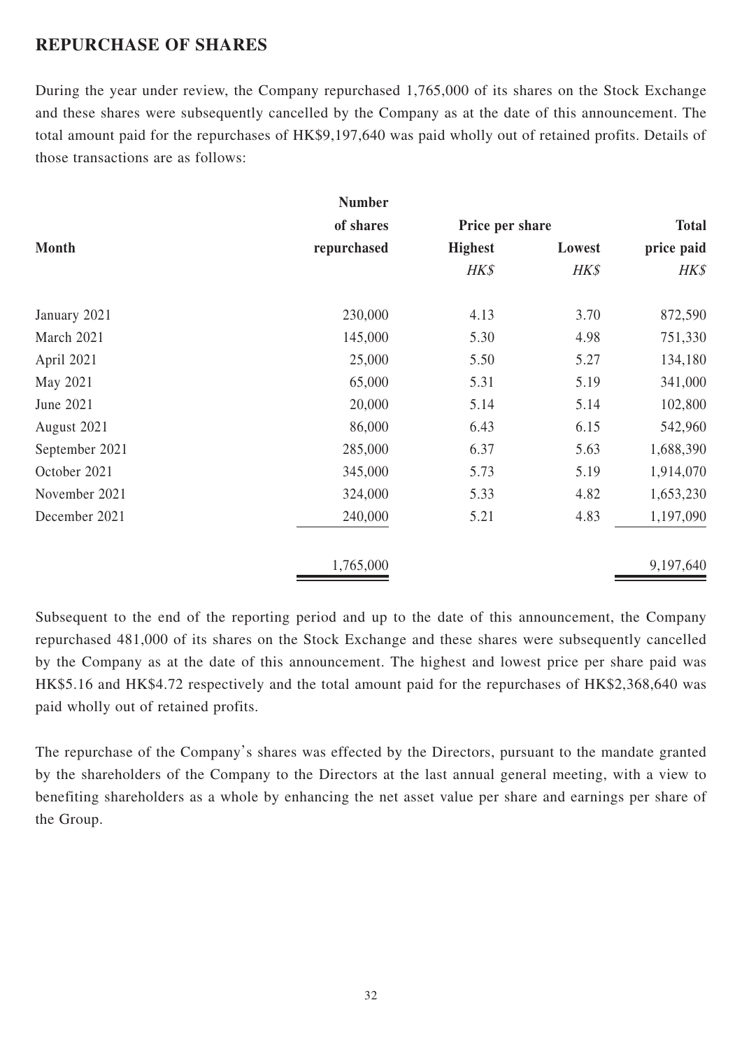## REPURCHASE OF SHARES

During the year under review, the Company repurchased 1,765,000 of its shares on the Stock Exchange and these shares were subsequently cancelled by the Company as at the date of this announcement. The total amount paid for the repurchases of HK$9,197,640 was paid wholly out of retained profits. Details of those transactions are as follows:

| Month | Number of shares repurchased | Price per share | | Total price paid |
|---|---|---|---|---|
| | | Highest | Lowest | |
| | | *HK$* | *HK$* | *HK$* |
| January 2021 | 230,000 | 4.13 | 3.70 | 872,590 |
| March 2021 | 145,000 | 5.30 | 4.98 | 751,330 |
| April 2021 | 25,000 | 5.50 | 5.27 | 134,180 |
| May 2021 | 65,000 | 5.31 | 5.19 | 341,000 |
| June 2021 | 20,000 | 5.14 | 5.14 | 102,800 |
| August 2021 | 86,000 | 6.43 | 6.15 | 542,960 |
| September 2021 | 285,000 | 6.37 | 5.63 | 1,688,390 |
| October 2021 | 345,000 | 5.73 | 5.19 | 1,914,070 |
| November 2021 | 324,000 | 5.33 | 4.82 | 1,653,230 |
| December 2021 | 240,000 | 5.21 | 4.83 | 1,197,090 |
| | 1,765,000 | | | 9,197,640 |

Subsequent to the end of the reporting period and up to the date of this announcement, the Company repurchased 481,000 of its shares on the Stock Exchange and these shares were subsequently cancelled by the Company as at the date of this announcement. The highest and lowest price per share paid was HK$5.16 and HK$4.72 respectively and the total amount paid for the repurchases of HK$2,368,640 was paid wholly out of retained profits.

The repurchase of the Company's shares was effected by the Directors, pursuant to the mandate granted by the shareholders of the Company to the Directors at the last annual general meeting, with a view to benefiting shareholders as a whole by enhancing the net asset value per share and earnings per share of the Group.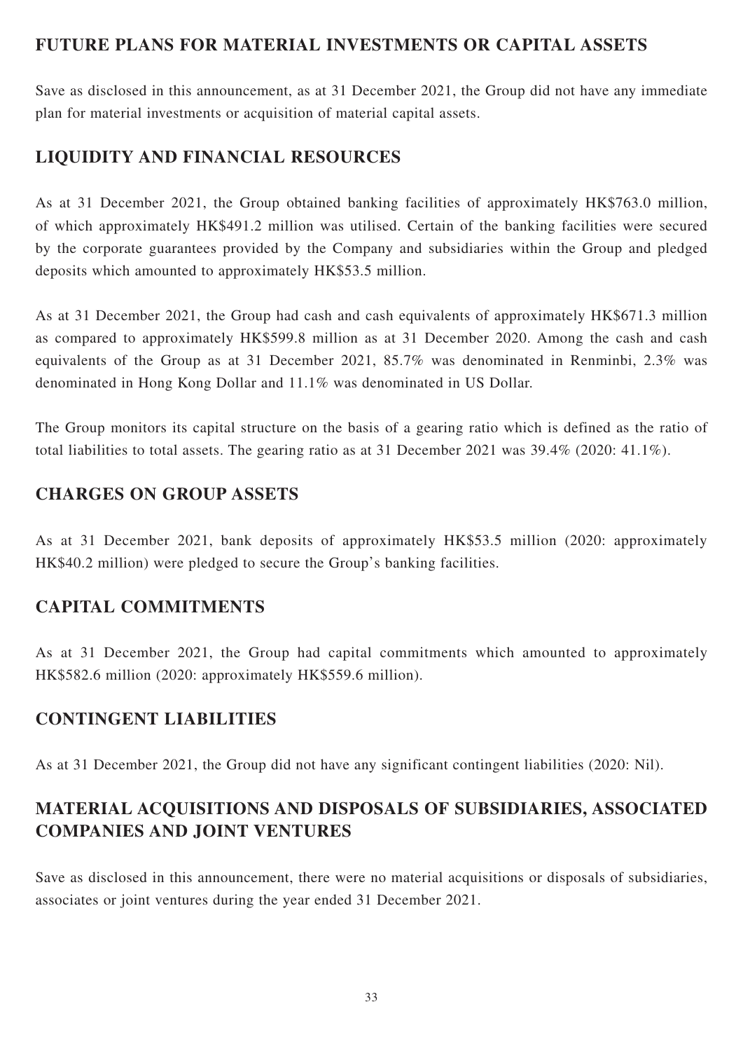## FUTURE PLANS FOR MATERIAL INVESTMENTS OR CAPITAL ASSETS

Save as disclosed in this announcement, as at 31 December 2021, the Group did not have any immediate plan for material investments or acquisition of material capital assets.

## LIQUIDITY AND FINANCIAL RESOURCES

As at 31 December 2021, the Group obtained banking facilities of approximately HK$763.0 million, of which approximately HK$491.2 million was utilised. Certain of the banking facilities were secured by the corporate guarantees provided by the Company and subsidiaries within the Group and pledged deposits which amounted to approximately HK$53.5 million.

As at 31 December 2021, the Group had cash and cash equivalents of approximately HK$671.3 million as compared to approximately HK$599.8 million as at 31 December 2020. Among the cash and cash equivalents of the Group as at 31 December 2021, 85.7% was denominated in Renminbi, 2.3% was denominated in Hong Kong Dollar and 11.1% was denominated in US Dollar.

The Group monitors its capital structure on the basis of a gearing ratio which is defined as the ratio of total liabilities to total assets. The gearing ratio as at 31 December 2021 was 39.4% (2020: 41.1%).

## CHARGES ON GROUP ASSETS

As at 31 December 2021, bank deposits of approximately HK$53.5 million (2020: approximately HK$40.2 million) were pledged to secure the Group's banking facilities.

## CAPITAL COMMITMENTS

As at 31 December 2021, the Group had capital commitments which amounted to approximately HK$582.6 million (2020: approximately HK$559.6 million).

## CONTINGENT LIABILITIES

As at 31 December 2021, the Group did not have any significant contingent liabilities (2020: Nil).

## MATERIAL ACQUISITIONS AND DISPOSALS OF SUBSIDIARIES, ASSOCIATED COMPANIES AND JOINT VENTURES

Save as disclosed in this announcement, there were no material acquisitions or disposals of subsidiaries, associates or joint ventures during the year ended 31 December 2021.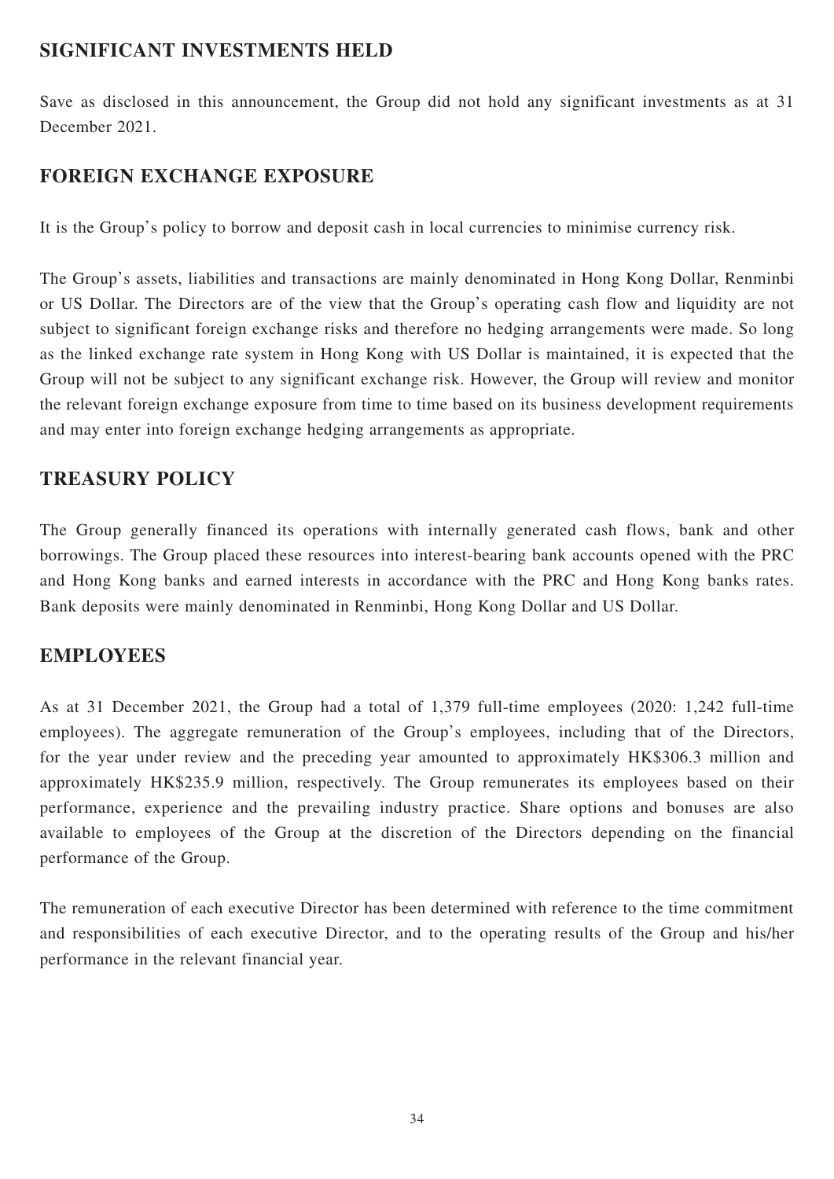## SIGNIFICANT INVESTMENTS HELD

Save as disclosed in this announcement, the Group did not hold any significant investments as at 31 December 2021.

## FOREIGN EXCHANGE EXPOSURE

It is the Group's policy to borrow and deposit cash in local currencies to minimise currency risk.

The Group's assets, liabilities and transactions are mainly denominated in Hong Kong Dollar, Renminbi or US Dollar. The Directors are of the view that the Group's operating cash flow and liquidity are not subject to significant foreign exchange risks and therefore no hedging arrangements were made. So long as the linked exchange rate system in Hong Kong with US Dollar is maintained, it is expected that the Group will not be subject to any significant exchange risk. However, the Group will review and monitor the relevant foreign exchange exposure from time to time based on its business development requirements and may enter into foreign exchange hedging arrangements as appropriate.

## TREASURY POLICY

The Group generally financed its operations with internally generated cash flows, bank and other borrowings. The Group placed these resources into interest-bearing bank accounts opened with the PRC and Hong Kong banks and earned interests in accordance with the PRC and Hong Kong banks rates. Bank deposits were mainly denominated in Renminbi, Hong Kong Dollar and US Dollar.

## EMPLOYEES

As at 31 December 2021, the Group had a total of 1,379 full-time employees (2020: 1,242 full-time employees). The aggregate remuneration of the Group's employees, including that of the Directors, for the year under review and the preceding year amounted to approximately HK$306.3 million and approximately HK$235.9 million, respectively. The Group remunerates its employees based on their performance, experience and the prevailing industry practice. Share options and bonuses are also available to employees of the Group at the discretion of the Directors depending on the financial performance of the Group.

The remuneration of each executive Director has been determined with reference to the time commitment and responsibilities of each executive Director, and to the operating results of the Group and his/her performance in the relevant financial year.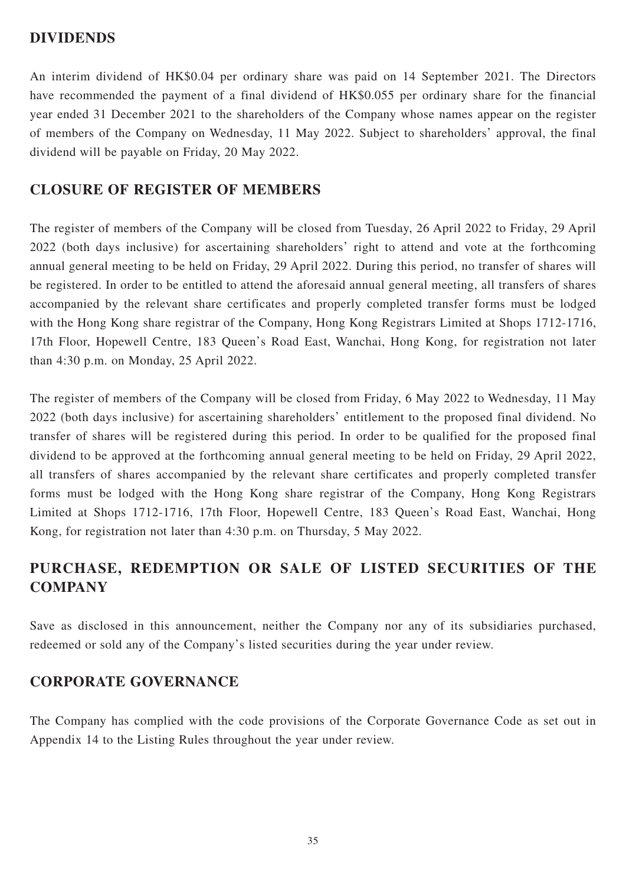## DIVIDENDS

An interim dividend of HK$0.04 per ordinary share was paid on 14 September 2021. The Directors have recommended the payment of a final dividend of HK$0.055 per ordinary share for the financial year ended 31 December 2021 to the shareholders of the Company whose names appear on the register of members of the Company on Wednesday, 11 May 2022. Subject to shareholders' approval, the final dividend will be payable on Friday, 20 May 2022.

## CLOSURE OF REGISTER OF MEMBERS

The register of members of the Company will be closed from Tuesday, 26 April 2022 to Friday, 29 April 2022 (both days inclusive) for ascertaining shareholders' right to attend and vote at the forthcoming annual general meeting to be held on Friday, 29 April 2022. During this period, no transfer of shares will be registered. In order to be entitled to attend the aforesaid annual general meeting, all transfers of shares accompanied by the relevant share certificates and properly completed transfer forms must be lodged with the Hong Kong share registrar of the Company, Hong Kong Registrars Limited at Shops 1712-1716, 17th Floor, Hopewell Centre, 183 Queen's Road East, Wanchai, Hong Kong, for registration not later than 4:30 p.m. on Monday, 25 April 2022.

The register of members of the Company will be closed from Friday, 6 May 2022 to Wednesday, 11 May 2022 (both days inclusive) for ascertaining shareholders' entitlement to the proposed final dividend. No transfer of shares will be registered during this period. In order to be qualified for the proposed final dividend to be approved at the forthcoming annual general meeting to be held on Friday, 29 April 2022, all transfers of shares accompanied by the relevant share certificates and properly completed transfer forms must be lodged with the Hong Kong share registrar of the Company, Hong Kong Registrars Limited at Shops 1712-1716, 17th Floor, Hopewell Centre, 183 Queen's Road East, Wanchai, Hong Kong, for registration not later than 4:30 p.m. on Thursday, 5 May 2022.

## PURCHASE, REDEMPTION OR SALE OF LISTED SECURITIES OF THE COMPANY

Save as disclosed in this announcement, neither the Company nor any of its subsidiaries purchased, redeemed or sold any of the Company's listed securities during the year under review.

## CORPORATE GOVERNANCE

The Company has complied with the code provisions of the Corporate Governance Code as set out in Appendix 14 to the Listing Rules throughout the year under review.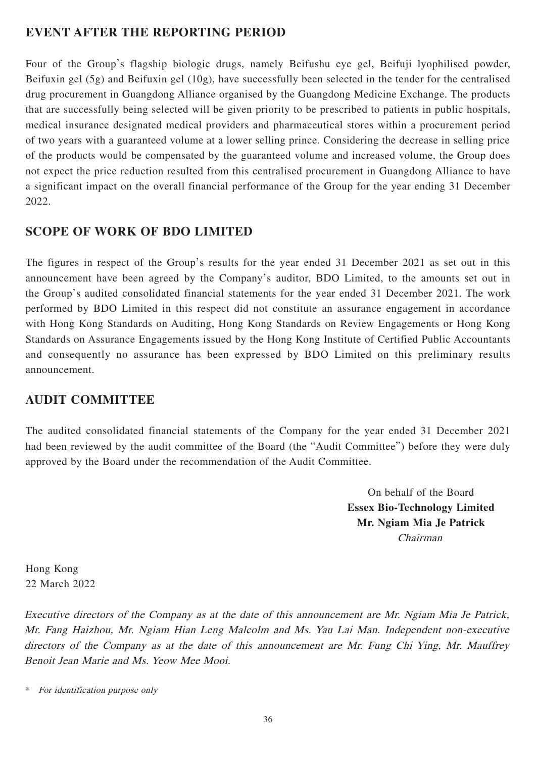## EVENT AFTER THE REPORTING PERIOD

Four of the Group's flagship biologic drugs, namely Beifushu eye gel, Beifuji lyophilised powder, Beifuxin gel (5g) and Beifuxin gel (10g), have successfully been selected in the tender for the centralised drug procurement in Guangdong Alliance organised by the Guangdong Medicine Exchange. The products that are successfully being selected will be given priority to be prescribed to patients in public hospitals, medical insurance designated medical providers and pharmaceutical stores within a procurement period of two years with a guaranteed volume at a lower selling prince. Considering the decrease in selling price of the products would be compensated by the guaranteed volume and increased volume, the Group does not expect the price reduction resulted from this centralised procurement in Guangdong Alliance to have a significant impact on the overall financial performance of the Group for the year ending 31 December 2022.

## SCOPE OF WORK OF BDO LIMITED

The figures in respect of the Group's results for the year ended 31 December 2021 as set out in this announcement have been agreed by the Company's auditor, BDO Limited, to the amounts set out in the Group's audited consolidated financial statements for the year ended 31 December 2021. The work performed by BDO Limited in this respect did not constitute an assurance engagement in accordance with Hong Kong Standards on Auditing, Hong Kong Standards on Review Engagements or Hong Kong Standards on Assurance Engagements issued by the Hong Kong Institute of Certified Public Accountants and consequently no assurance has been expressed by BDO Limited on this preliminary results announcement.

## AUDIT COMMITTEE

The audited consolidated financial statements of the Company for the year ended 31 December 2021 had been reviewed by the audit committee of the Board (the "Audit Committee") before they were duly approved by the Board under the recommendation of the Audit Committee.

On behalf of the Board
**Essex Bio-Technology Limited**
**Mr. Ngiam Mia Je Patrick**
*Chairman*

Hong Kong
22 March 2022

*Executive directors of the Company as at the date of this announcement are Mr. Ngiam Mia Je Patrick, Mr. Fang Haizhou, Mr. Ngiam Hian Leng Malcolm and Ms. Yau Lai Man. Independent non-executive directors of the Company as at the date of this announcement are Mr. Fung Chi Ying, Mr. Mauffrey Benoit Jean Marie and Ms. Yeow Mee Mooi.*

\* *For identification purpose only*